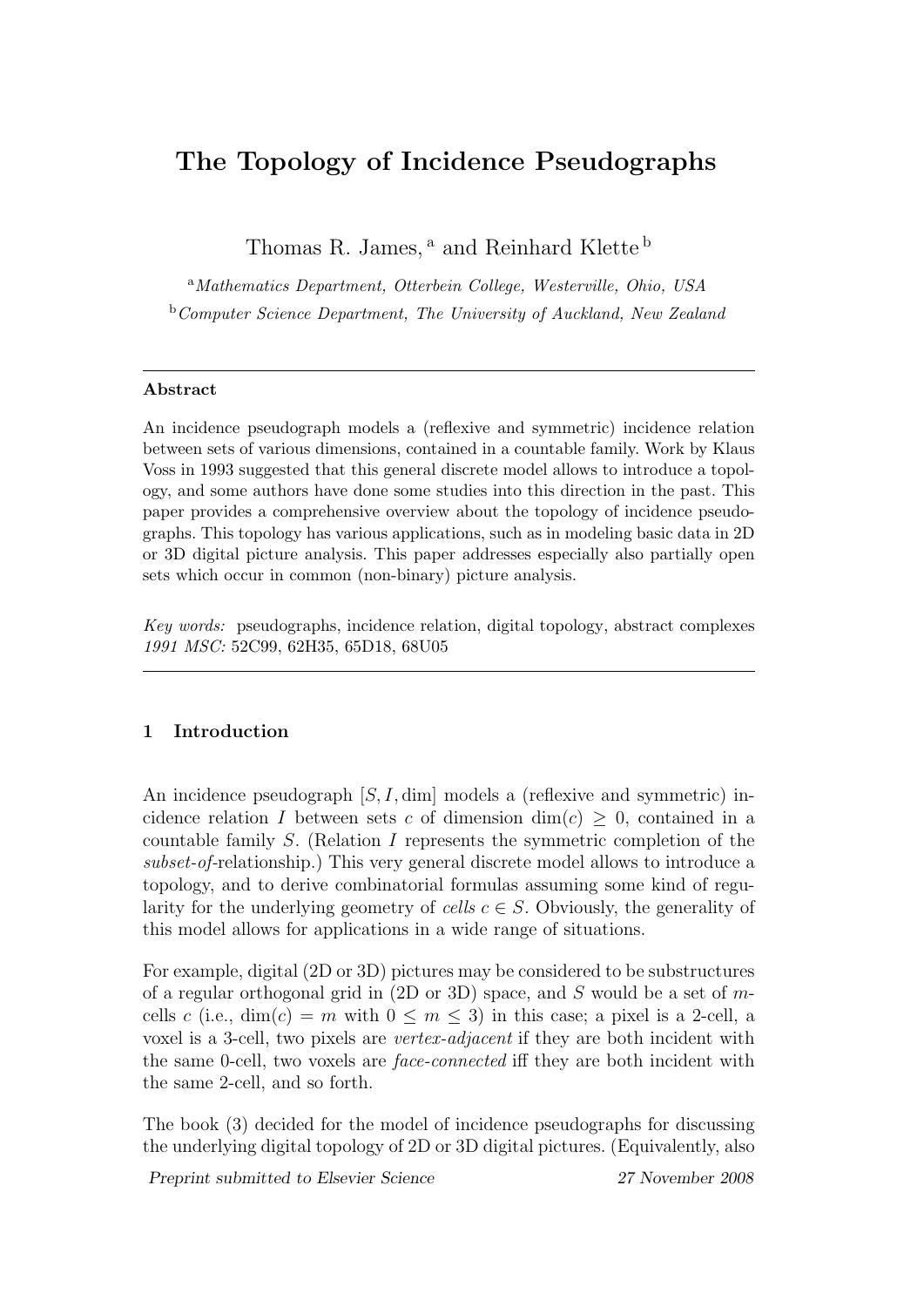# The Topology of Incidence Pseudographs

Thomas R. James, [a] and Reinhard Klette [b]

[a] *Mathematics Department, Otterbein College, Westerville, Ohio, USA*

[b] *Computer Science Department, The University of Auckland, New Zealand*

---

**Abstract**

An incidence pseudograph models a (reflexive and symmetric) incidence relation between sets of various dimensions, contained in a countable family. Work by Klaus Voss in 1993 suggested that this general discrete model allows to introduce a topology, and some authors have done some studies into this direction in the past. This paper provides a comprehensive overview about the topology of incidence pseudographs. This topology has various applications, such as in modeling basic data in 2D or 3D digital picture analysis. This paper addresses especially also partially open sets which occur in common (non-binary) picture analysis.

*Key words:* pseudographs, incidence relation, digital topology, abstract complexes
*1991 MSC:* 52C99, 62H35, 65D18, 68U05

---

## 1 Introduction

An incidence pseudograph $[S, I, \dim]$ models a (reflexive and symmetric) incidence relation $I$ between sets $c$ of dimension $\dim(c) \geq 0$, contained in a countable family $S$. (Relation $I$ represents the symmetric completion of the *subset-of*-relationship.) This very general discrete model allows to introduce a topology, and to derive combinatorial formulas assuming some kind of regularity for the underlying geometry of *cells* $c \in S$. Obviously, the generality of this model allows for applications in a wide range of situations.

For example, digital (2D or 3D) pictures may be considered to be substructures of a regular orthogonal grid in (2D or 3D) space, and $S$ would be a set of $m$-cells $c$ (i.e., $\dim(c) = m$ with $0 \leq m \leq 3$) in this case; a pixel is a 2-cell, a voxel is a 3-cell, two pixels are *vertex-adjacent* if they are both incident with the same 0-cell, two voxels are *face-connected* iff they are both incident with the same 2-cell, and so forth.

The book (3) decided for the model of incidence pseudographs for discussing the underlying digital topology of 2D or 3D digital pictures. (Equivalently, also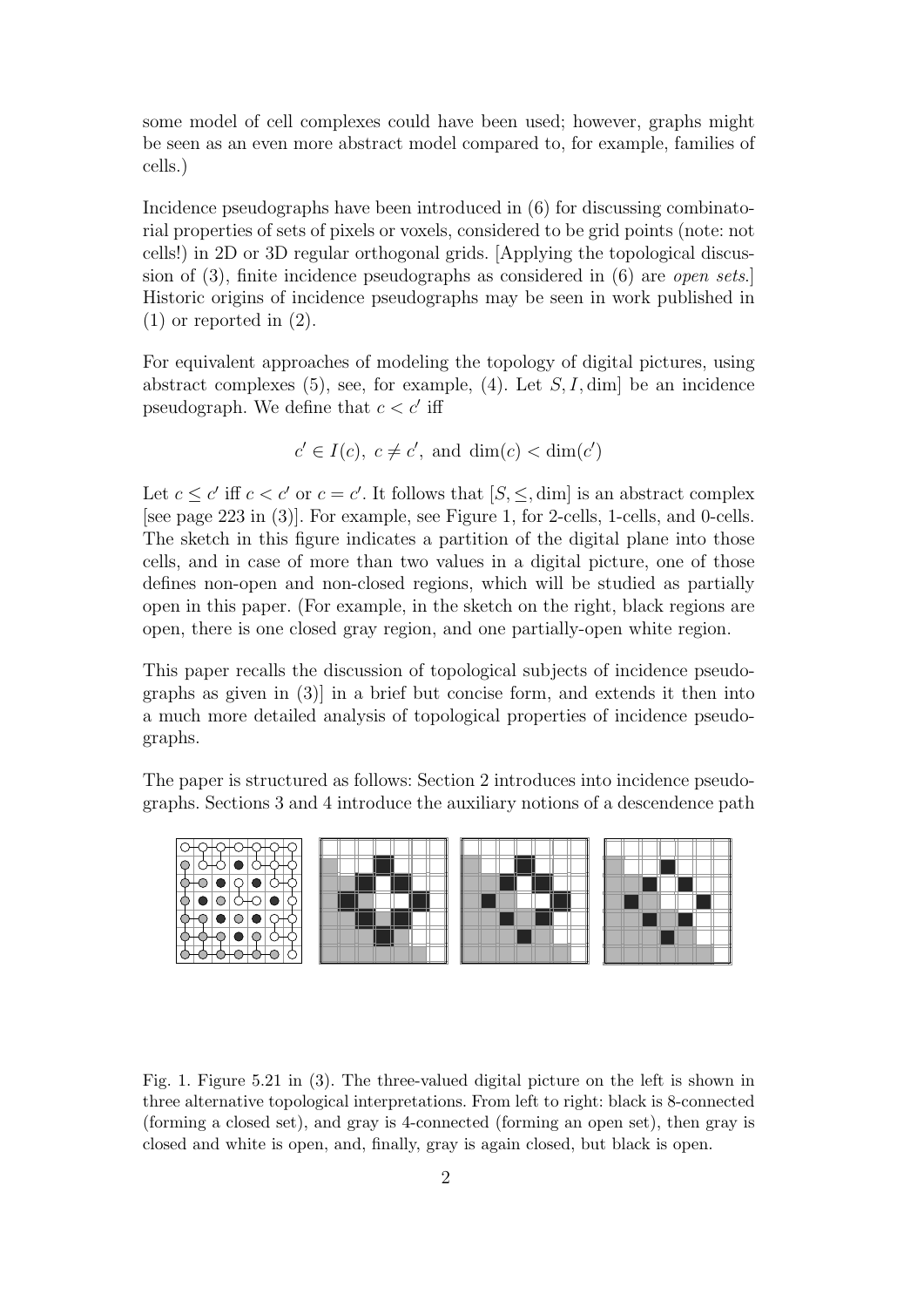some model of cell complexes could have been used; however, graphs might be seen as an even more abstract model compared to, for example, families of cells.)

Incidence pseudographs have been introduced in (6) for discussing combinatorial properties of sets of pixels or voxels, considered to be grid points (note: not cells!) in 2D or 3D regular orthogonal grids. [Applying the topological discussion of (3), finite incidence pseudographs as considered in (6) are *open sets*.] Historic origins of incidence pseudographs may be seen in work published in (1) or reported in (2).

For equivalent approaches of modeling the topology of digital pictures, using abstract complexes (5), see, for example, (4). Let $S, I, \dim]$ be an incidence pseudograph. We define that $c < c'$ iff

$$c' \in I(c),\ c \neq c',\ \text{and}\ \dim(c) < \dim(c')$$

Let $c \leq c'$ iff $c < c'$ or $c = c'$. It follows that $[S, \leq, \dim]$ is an abstract complex [see page 223 in (3)]. For example, see Figure 1, for 2-cells, 1-cells, and 0-cells. The sketch in this figure indicates a partition of the digital plane into those cells, and in case of more than two values in a digital picture, one of those defines non-open and non-closed regions, which will be studied as partially open in this paper. (For example, in the sketch on the right, black regions are open, there is one closed gray region, and one partially-open white region.

This paper recalls the discussion of topological subjects of incidence pseudographs as given in (3)] in a brief but concise form, and extends it then into a much more detailed analysis of topological properties of incidence pseudographs.

The paper is structured as follows: Section 2 introduces into incidence pseudographs. Sections 3 and 4 introduce the auxiliary notions of a descendence path

Fig. 1. Figure 5.21 in (3). The three-valued digital picture on the left is shown in three alternative topological interpretations. From left to right: black is 8-connected (forming a closed set), and gray is 4-connected (forming an open set), then gray is closed and white is open, and, finally, gray is again closed, but black is open.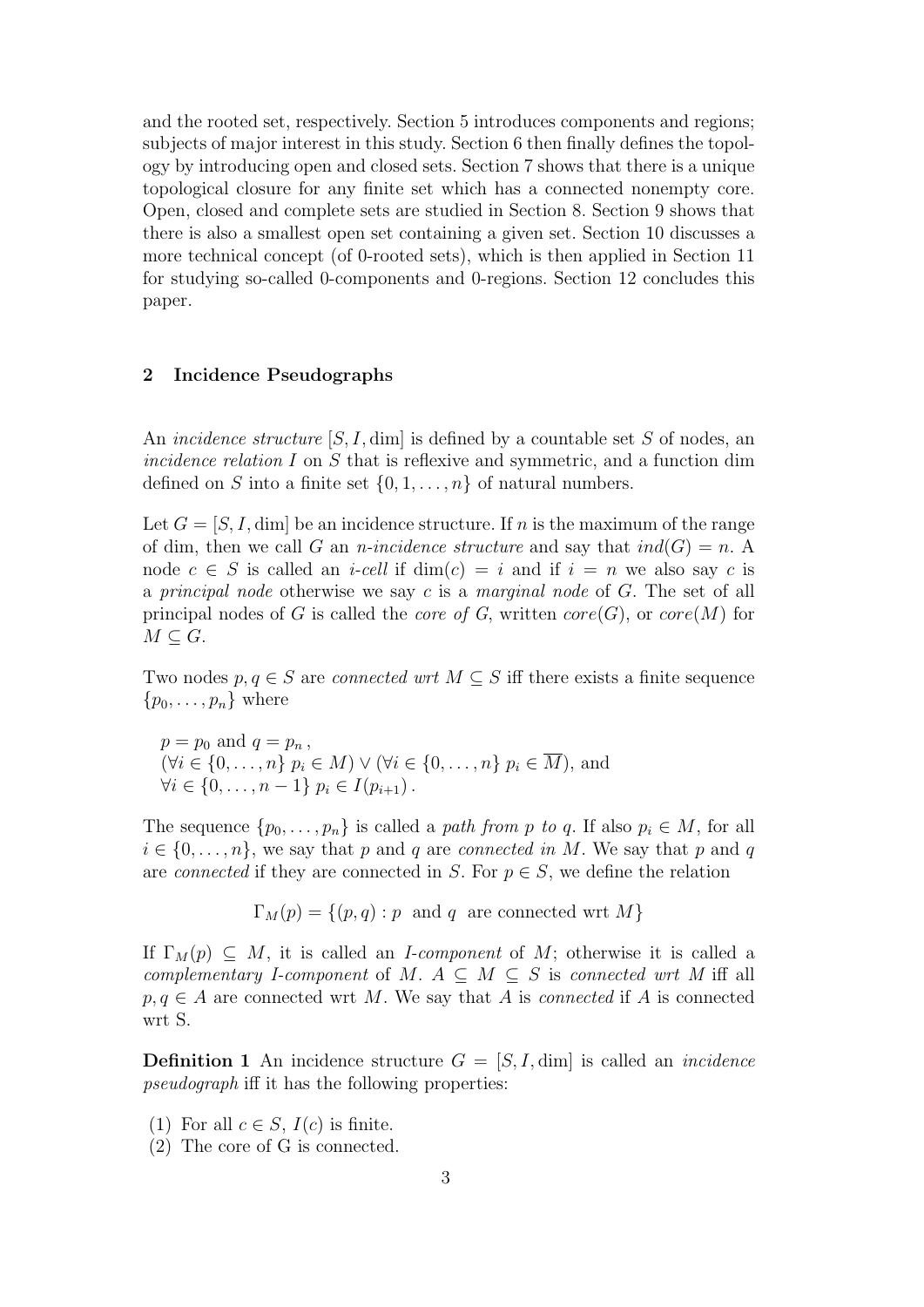and the rooted set, respectively. Section 5 introduces components and regions; subjects of major interest in this study. Section 6 then finally defines the topology by introducing open and closed sets. Section 7 shows that there is a unique topological closure for any finite set which has a connected nonempty core. Open, closed and complete sets are studied in Section 8. Section 9 shows that there is also a smallest open set containing a given set. Section 10 discusses a more technical concept (of 0-rooted sets), which is then applied in Section 11 for studying so-called 0-components and 0-regions. Section 12 concludes this paper.

## 2 Incidence Pseudographs

An *incidence structure* $[S, I, \dim]$ is defined by a countable set $S$ of nodes, an *incidence relation* $I$ on $S$ that is reflexive and symmetric, and a function dim defined on $S$ into a finite set $\{0, 1, \ldots, n\}$ of natural numbers.

Let $G = [S, I, \dim]$ be an incidence structure. If $n$ is the maximum of the range of dim, then we call $G$ an *n-incidence structure* and say that $ind(G) = n$. A node $c \in S$ is called an *i-cell* if $\dim(c) = i$ and if $i = n$ we also say $c$ is a *principal node* otherwise we say $c$ is a *marginal node* of $G$. The set of all principal nodes of $G$ is called the *core of G*, written $core(G)$, or $core(M)$ for $M \subseteq G$.

Two nodes $p, q \in S$ are *connected wrt* $M \subseteq S$ iff there exists a finite sequence $\{p_0, \ldots, p_n\}$ where

$p = p_0$ and $q = p_n$,
$(\forall i \in \{0, \ldots, n\}\ p_i \in M) \vee (\forall i \in \{0, \ldots, n\}\ p_i \in \overline{M})$, and
$\forall i \in \{0, \ldots, n-1\}\ p_i \in I(p_{i+1})$.

The sequence $\{p_0, \ldots, p_n\}$ is called a *path from p to q*. If also $p_i \in M$, for all $i \in \{0, \ldots, n\}$, we say that $p$ and $q$ are *connected in M*. We say that $p$ and $q$ are *connected* if they are connected in $S$. For $p \in S$, we define the relation

$$\Gamma_M(p) = \{(p, q) : p \text{ and } q \text{ are connected wrt } M\}$$

If $\Gamma_M(p) \subseteq M$, it is called an *I-component* of $M$; otherwise it is called a *complementary I-component* of $M$. $A \subseteq M \subseteq S$ is *connected wrt M* iff all $p, q \in A$ are connected wrt $M$. We say that $A$ is *connected* if $A$ is connected wrt S.

**Definition 1** An incidence structure $G = [S, I, \dim]$ is called an *incidence pseudograph* iff it has the following properties:

(1) For all $c \in S$, $I(c)$ is finite.
(2) The core of G is connected.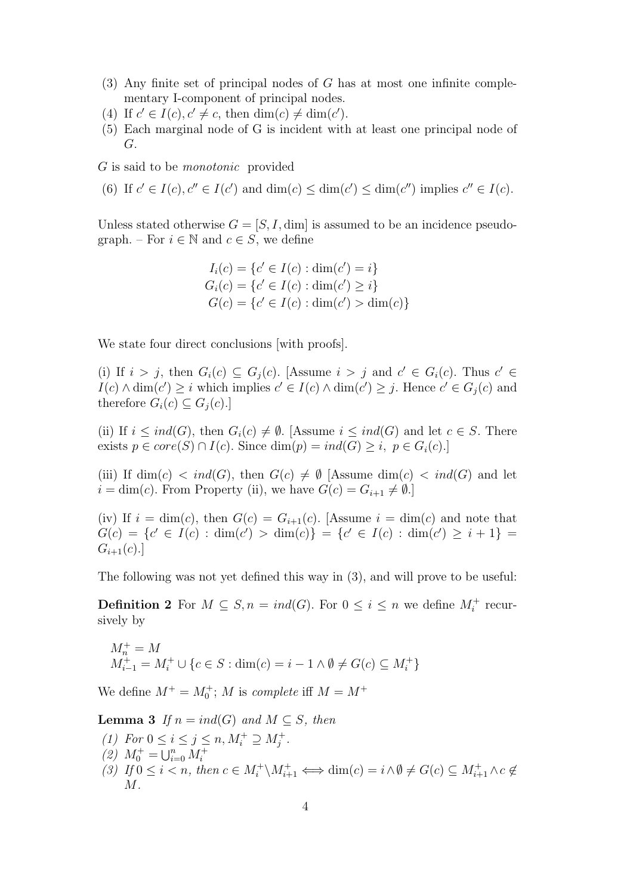(3) Any finite set of principal nodes of $G$ has at most one infinite complementary I-component of principal nodes.
(4) If $c' \in I(c), c' \neq c$, then $\dim(c) \neq \dim(c')$.
(5) Each marginal node of G is incident with at least one principal node of $G$.

$G$ is said to be *monotonic* provided

(6) If $c' \in I(c), c'' \in I(c')$ and $\dim(c) \leq \dim(c') \leq \dim(c'')$ implies $c'' \in I(c)$.

Unless stated otherwise $G = [S, I, \dim]$ is assumed to be an incidence pseudograph. – For $i \in \mathbb{N}$ and $c \in S$, we define

$$
\begin{aligned}
I_i(c) &= \{c' \in I(c) : \dim(c') = i\} \\
G_i(c) &= \{c' \in I(c) : \dim(c') \geq i\} \\
G(c) &= \{c' \in I(c) : \dim(c') > \dim(c)\}
\end{aligned}
$$

We state four direct conclusions [with proofs].

(i) If $i > j$, then $G_i(c) \subseteq G_j(c)$. [Assume $i > j$ and $c' \in G_i(c)$. Thus $c' \in I(c) \wedge \dim(c') \geq i$ which implies $c' \in I(c) \wedge \dim(c') \geq j$. Hence $c' \in G_j(c)$ and therefore $G_i(c) \subseteq G_j(c)$.]

(ii) If $i \leq ind(G)$, then $G_i(c) \neq \emptyset$. [Assume $i \leq ind(G)$ and let $c \in S$. There exists $p \in core(S) \cap I(c)$. Since $\dim(p) = ind(G) \geq i$, $p \in G_i(c)$.]

(iii) If $\dim(c) < ind(G)$, then $G(c) \neq \emptyset$ [Assume $\dim(c) < ind(G)$ and let $i = \dim(c)$. From Property (ii), we have $G(c) = G_{i+1} \neq \emptyset$.]

(iv) If $i = \dim(c)$, then $G(c) = G_{i+1}(c)$. [Assume $i = \dim(c)$ and note that $G(c) = \{c' \in I(c) : \dim(c') > \dim(c)\} = \{c' \in I(c) : \dim(c') \geq i + 1\} = G_{i+1}(c)$.]

The following was not yet defined this way in (3), and will prove to be useful:

**Definition 2** For $M \subseteq S, n = ind(G)$. For $0 \leq i \leq n$ we define $M_i^+$ recursively by

$$
\begin{aligned}
&M_n^+ = M \\
&M_{i-1}^+ = M_i^+ \cup \{c \in S : \dim(c) = i - 1 \wedge \emptyset \neq G(c) \subseteq M_i^+\}
\end{aligned}
$$

We define $M^+ = M_0^+$; $M$ is *complete* iff $M = M^+$

**Lemma 3** *If $n = ind(G)$ and $M \subseteq S$, then*

*(1) For $0 \leq i \leq j \leq n, M_i^+ \supseteq M_j^+$.*
*(2) $M_0^+ = \bigcup_{i=0}^n M_i^+$*
*(3) If $0 \leq i < n$, then $c \in M_i^+ \backslash M_{i+1}^+ \iff \dim(c) = i \wedge \emptyset \neq G(c) \subseteq M_{i+1}^+ \wedge c \notin M$.*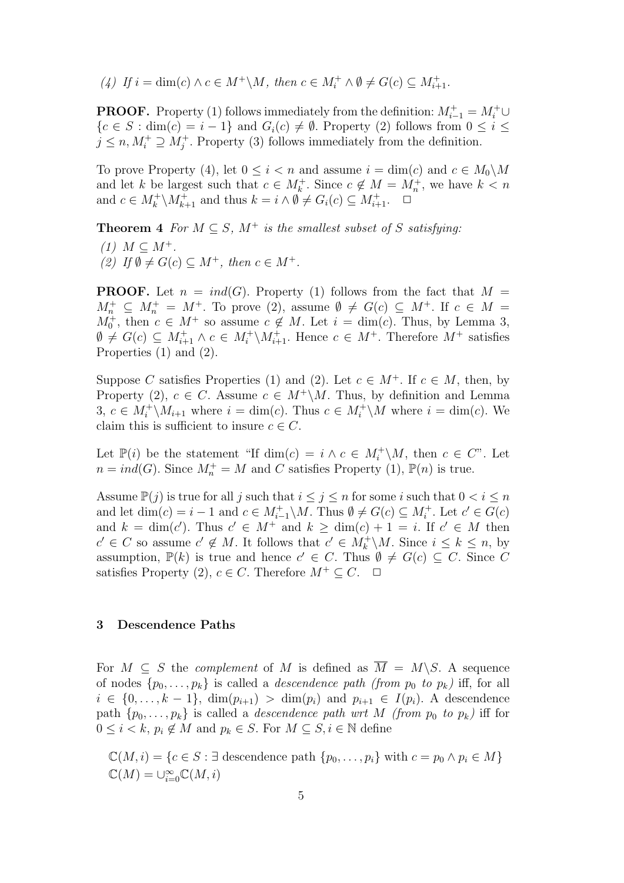*(4) If $i = \dim(c) \wedge c \in M^+ \backslash M$, then $c \in M_i^+ \wedge \emptyset \neq G(c) \subseteq M_{i+1}^+$.*

**PROOF.** Property (1) follows immediately from the definition: $M_{i-1}^+ = M_i^+ \cup \{c \in S : \dim(c) = i-1\}$ and $G_i(c) \neq \emptyset$. Property (2) follows from $0 \leq i \leq j \leq n, M_i^+ \supseteq M_j^+$. Property (3) follows immediately from the definition.

To prove Property (4), let $0 \leq i < n$ and assume $i = \dim(c)$ and $c \in M_0 \backslash M$ and let $k$ be largest such that $c \in M_k^+$. Since $c \notin M = M_n^+$, we have $k < n$ and $c \in M_k^+ \backslash M_{k+1}^+$ and thus $k = i \wedge \emptyset \neq G_i(c) \subseteq M_{i+1}^+$. $\square$

**Theorem 4** *For $M \subseteq S$, $M^+$ is the smallest subset of $S$ satisfying:*

*(1) $M \subseteq M^+$.*

*(2) If $\emptyset \neq G(c) \subseteq M^+$, then $c \in M^+$.*

**PROOF.** Let $n = ind(G)$. Property (1) follows from the fact that $M = M_n^+ \subseteq M_n^+ = M^+$. To prove (2), assume $\emptyset \neq G(c) \subseteq M^+$. If $c \in M = M_0^+$, then $c \in M^+$ so assume $c \notin M$. Let $i = \dim(c)$. Thus, by Lemma 3, $\emptyset \neq G(c) \subseteq M_{i+1}^+ \wedge c \in M_i^+ \backslash M_{i+1}^+$. Hence $c \in M^+$. Therefore $M^+$ satisfies Properties (1) and (2).

Suppose $C$ satisfies Properties (1) and (2). Let $c \in M^+$. If $c \in M$, then, by Property (2), $c \in C$. Assume $c \in M^+ \backslash M$. Thus, by definition and Lemma 3, $c \in M_i^+ \backslash M_{i+1}$ where $i = \dim(c)$. Thus $c \in M_i^+ \backslash M$ where $i = \dim(c)$. We claim this is sufficient to insure $c \in C$.

Let $\mathbb{P}(i)$ be the statement "If $\dim(c) = i \wedge c \in M_i^+ \backslash M$, then $c \in C$". Let $n = ind(G)$. Since $M_n^+ = M$ and $C$ satisfies Property (1), $\mathbb{P}(n)$ is true.

Assume $\mathbb{P}(j)$ is true for all $j$ such that $i \leq j \leq n$ for some $i$ such that $0 < i \leq n$ and let $\dim(c) = i - 1$ and $c \in M_{i-1}^+ \backslash M$. Thus $\emptyset \neq G(c) \subseteq M_i^+$. Let $c' \in G(c)$ and $k = \dim(c')$. Thus $c' \in M^+$ and $k \geq \dim(c) + 1 = i$. If $c' \in M$ then $c' \in C$ so assume $c' \notin M$. It follows that $c' \in M_k^+ \backslash M$. Since $i \leq k \leq n$, by assumption, $\mathbb{P}(k)$ is true and hence $c' \in C$. Thus $\emptyset \neq G(c) \subseteq C$. Since $C$ satisfies Property (2), $c \in C$. Therefore $M^+ \subseteq C$. $\square$

## 3 Descendence Paths

For $M \subseteq S$ the *complement* of $M$ is defined as $\overline{M} = M \backslash S$. A sequence of nodes $\{p_0, \ldots, p_k\}$ is called a *descendence path (from $p_0$ to $p_k$)* iff, for all $i \in \{0, \ldots, k-1\}$, $\dim(p_{i+1}) > \dim(p_i)$ and $p_{i+1} \in I(p_i)$. A descendence path $\{p_0, \ldots, p_k\}$ is called a *descendence path wrt $M$ (from $p_0$ to $p_k$)* iff for $0 \leq i < k$, $p_i \notin M$ and $p_k \in S$. For $M \subseteq S, i \in \mathbb{N}$ define

$$\mathbb{C}(M, i) = \{c \in S : \exists \text{ descendence path } \{p_0, \ldots, p_i\} \text{ with } c = p_0 \wedge p_i \in M\}$$
$$\mathbb{C}(M) = \cup_{i=0}^{\infty} \mathbb{C}(M, i)$$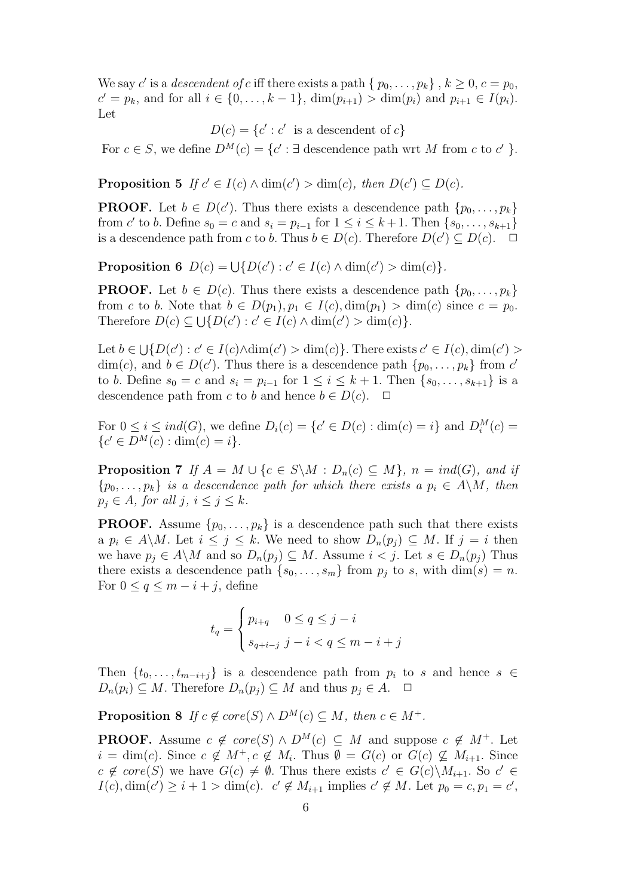We say $c'$ is a *descendent of* $c$ iff there exists a path $\{ p_0, \ldots, p_k \}$ , $k \geq 0$, $c = p_0$, $c' = p_k$, and for all $i \in \{0, \ldots, k-1\}$, $\dim(p_{i+1}) > \dim(p_i)$ and $p_{i+1} \in I(p_i)$. Let

$$D(c) = \{c' : c' \text{ is a descendent of } c\}$$

For $c \in S$, we define $D^M(c) = \{c' : \exists \text{ descendence path wrt } M \text{ from } c \text{ to } c' \}$.

**Proposition 5** *If $c' \in I(c) \wedge \dim(c') > \dim(c)$, then $D(c') \subseteq D(c)$.*

**PROOF.** Let $b \in D(c')$. Thus there exists a descendence path $\{p_0, \ldots, p_k\}$ from $c'$ to $b$. Define $s_0 = c$ and $s_i = p_{i-1}$ for $1 \leq i \leq k+1$. Then $\{s_0, \ldots, s_{k+1}\}$ is a descendence path from $c$ to $b$. Thus $b \in D(c)$. Therefore $D(c') \subseteq D(c)$. $\square$

**Proposition 6** $D(c) = \bigcup\{D(c') : c' \in I(c) \wedge \dim(c') > \dim(c)\}$.

**PROOF.** Let $b \in D(c)$. Thus there exists a descendence path $\{p_0, \ldots, p_k\}$ from $c$ to $b$. Note that $b \in D(p_1), p_1 \in I(c), \dim(p_1) > \dim(c)$ since $c = p_0$. Therefore $D(c) \subseteq \bigcup\{D(c') : c' \in I(c) \wedge \dim(c') > \dim(c)\}$.

Let $b \in \bigcup\{D(c') : c' \in I(c) \wedge \dim(c') > \dim(c)\}$. There exists $c' \in I(c), \dim(c') > \dim(c)$, and $b \in D(c')$. Thus there is a descendence path $\{p_0, \ldots, p_k\}$ from $c'$ to $b$. Define $s_0 = c$ and $s_i = p_{i-1}$ for $1 \leq i \leq k+1$. Then $\{s_0, \ldots, s_{k+1}\}$ is a descendence path from $c$ to $b$ and hence $b \in D(c)$. $\square$

For $0 \leq i \leq ind(G)$, we define $D_i(c) = \{c' \in D(c) : \dim(c) = i\}$ and $D_i^M(c) = \{c' \in D^M(c) : \dim(c) = i\}$.

**Proposition 7** *If $A = M \cup \{c \in S \backslash M : D_n(c) \subseteq M\}$, $n = ind(G)$, and if $\{p_0, \ldots, p_k\}$ is a descendence path for which there exists a $p_i \in A \backslash M$, then $p_j \in A$, for all $j$, $i \leq j \leq k$.*

**PROOF.** Assume $\{p_0, \ldots, p_k\}$ is a descendence path such that there exists a $p_i \in A \backslash M$. Let $i \leq j \leq k$. We need to show $D_n(p_j) \subseteq M$. If $j = i$ then we have $p_j \in A \backslash M$ and so $D_n(p_j) \subseteq M$. Assume $i < j$. Let $s \in D_n(p_j)$ Thus there exists a descendence path $\{s_0, \ldots, s_m\}$ from $p_j$ to $s$, with $\dim(s) = n$. For $0 \leq q \leq m - i + j$, define

$$t_q = \begin{cases} p_{i+q} & 0 \leq q \leq j - i \\ s_{q+i-j} & j - i < q \leq m - i + j \end{cases}$$

Then $\{t_0, \ldots, t_{m-i+j}\}$ is a descendence path from $p_i$ to $s$ and hence $s \in D_n(p_i) \subseteq M$. Therefore $D_n(p_j) \subseteq M$ and thus $p_j \in A$. $\square$

**Proposition 8** *If $c \notin core(S) \wedge D^M(c) \subseteq M$, then $c \in M^+$.*

**PROOF.** Assume $c \notin core(S) \wedge D^M(c) \subseteq M$ and suppose $c \notin M^+$. Let $i = \dim(c)$. Since $c \notin M^+, c \notin M_i$. Thus $\emptyset = G(c)$ or $G(c) \not\subseteq M_{i+1}$. Since $c \notin core(S)$ we have $G(c) \neq \emptyset$. Thus there exists $c' \in G(c) \backslash M_{i+1}$. So $c' \in I(c), \dim(c') \geq i+1 > \dim(c)$. $c' \notin M_{i+1}$ implies $c' \notin M$. Let $p_0 = c, p_1 = c'$,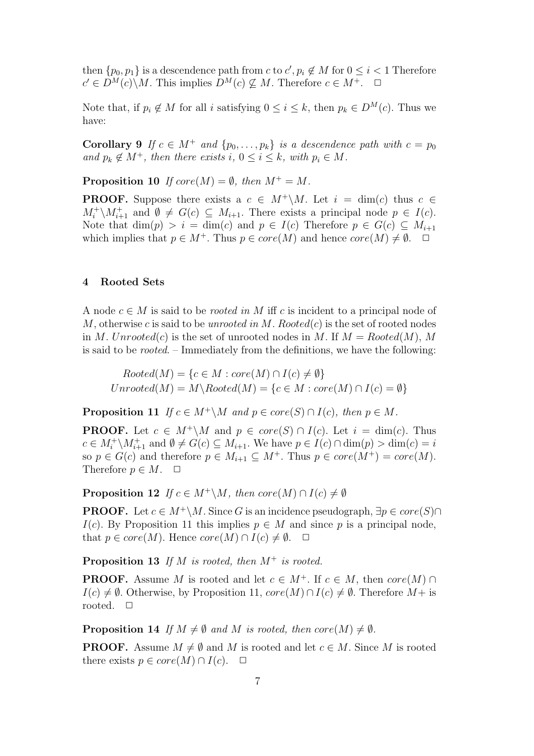then $\{p_0, p_1\}$ is a descendence path from $c$ to $c'$, $p_i \notin M$ for $0 \leq i < 1$ Therefore $c' \in D^M(c) \backslash M$. This implies $D^M(c) \not\subseteq M$. Therefore $c \in M^+$. $\square$

Note that, if $p_i \notin M$ for all $i$ satisfying $0 \leq i \leq k$, then $p_k \in D^M(c)$. Thus we have:

**Corollary 9** *If $c \in M^+$ and $\{p_0, \ldots, p_k\}$ is a descendence path with $c = p_0$ and $p_k \notin M^+$, then there exists $i$, $0 \leq i \leq k$, with $p_i \in M$.*

**Proposition 10** *If $core(M) = \emptyset$, then $M^+ = M$.*

**PROOF.** Suppose there exists a $c \in M^+ \backslash M$. Let $i = \dim(c)$ thus $c \in M_i^+ \backslash M_{i+1}^+$ and $\emptyset \neq G(c) \subseteq M_{i+1}$. There exists a principal node $p \in I(c)$. Note that $\dim(p) > i = \dim(c)$ and $p \in I(c)$ Therefore $p \in G(c) \subseteq M_{i+1}$ which implies that $p \in M^+$. Thus $p \in core(M)$ and hence $core(M) \neq \emptyset$. $\square$

## 4 Rooted Sets

A node $c \in M$ is said to be *rooted in* $M$ iff $c$ is incident to a principal node of $M$, otherwise $c$ is said to be *unrooted in* $M$. *Rooted*$(c)$ is the set of rooted nodes in $M$. *Unrooted*$(c)$ is the set of unrooted nodes in $M$. If $M = Rooted(M)$, $M$ is said to be *rooted*. – Immediately from the definitions, we have the following:

$$Rooted(M) = \{c \in M : core(M) \cap I(c) \neq \emptyset\}$$
$$Unrooted(M) = M \backslash Rooted(M) = \{c \in M : core(M) \cap I(c) = \emptyset\}$$

**Proposition 11** *If $c \in M^+ \backslash M$ and $p \in core(S) \cap I(c)$, then $p \in M$.*

**PROOF.** Let $c \in M^+ \backslash M$ and $p \in core(S) \cap I(c)$. Let $i = \dim(c)$. Thus $c \in M_i^+ \backslash M_{i+1}^+$ and $\emptyset \neq G(c) \subseteq M_{i+1}$. We have $p \in I(c) \cap \dim(p) > \dim(c) = i$ so $p \in G(c)$ and therefore $p \in M_{i+1} \subseteq M^+$. Thus $p \in core(M^+) = core(M)$. Therefore $p \in M$. $\square$

**Proposition 12** *If $c \in M^+ \backslash M$, then $core(M) \cap I(c) \neq \emptyset$*

**PROOF.** Let $c \in M^+ \backslash M$. Since $G$ is an incidence pseudograph, $\exists p \in core(S) \cap I(c)$. By Proposition 11 this implies $p \in M$ and since $p$ is a principal node, that $p \in core(M)$. Hence $core(M) \cap I(c) \neq \emptyset$. $\square$

**Proposition 13** *If $M$ is rooted, then $M^+$ is rooted.*

**PROOF.** Assume $M$ is rooted and let $c \in M^+$. If $c \in M$, then $core(M) \cap I(c) \neq \emptyset$. Otherwise, by Proposition 11, $core(M) \cap I(c) \neq \emptyset$. Therefore $M+$ is rooted. $\square$

**Proposition 14** *If $M \neq \emptyset$ and $M$ is rooted, then $core(M) \neq \emptyset$.*

**PROOF.** Assume $M \neq \emptyset$ and $M$ is rooted and let $c \in M$. Since $M$ is rooted there exists $p \in core(M) \cap I(c)$. $\square$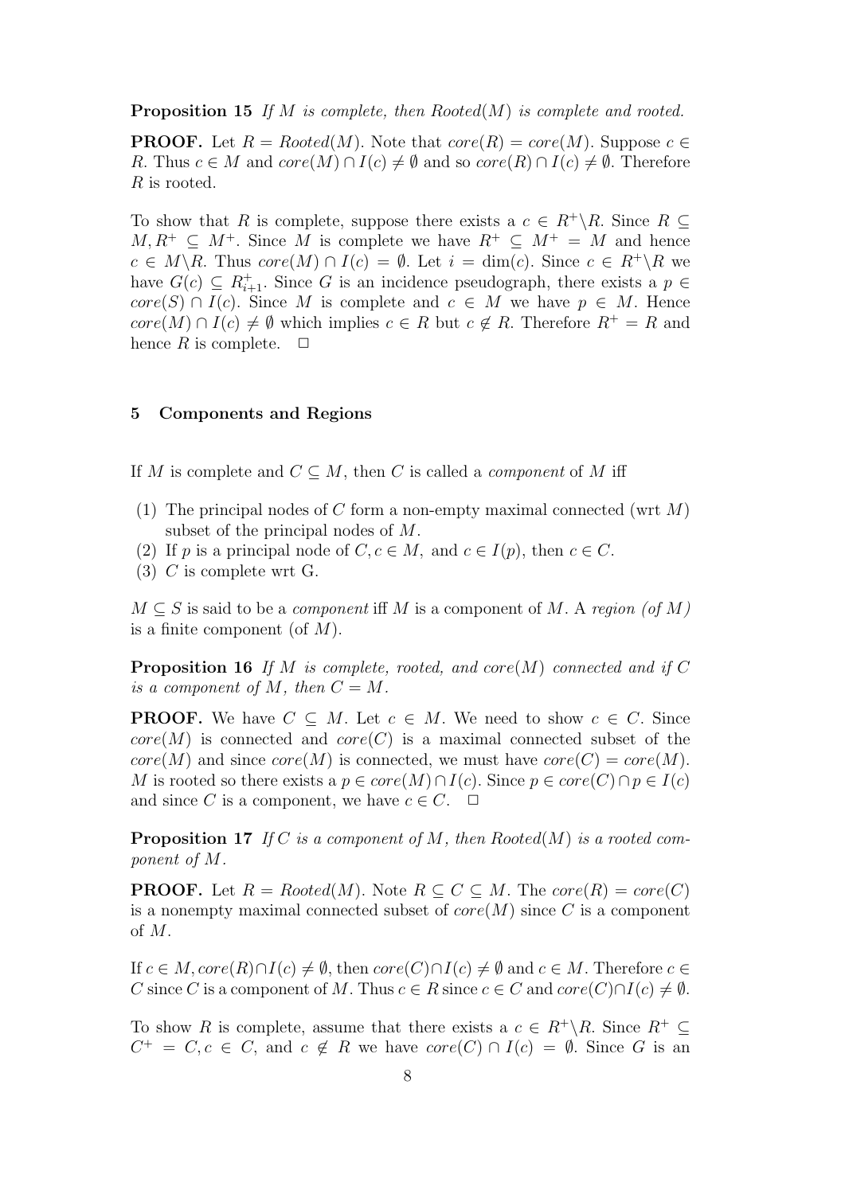**Proposition 15** *If $M$ is complete, then $Rooted(M)$ is complete and rooted.*

**PROOF.** Let $R = Rooted(M)$. Note that $core(R) = core(M)$. Suppose $c \in R$. Thus $c \in M$ and $core(M) \cap I(c) \neq \emptyset$ and so $core(R) \cap I(c) \neq \emptyset$. Therefore $R$ is rooted.

To show that $R$ is complete, suppose there exists a $c \in R^+ \backslash R$. Since $R \subseteq M, R^+ \subseteq M^+$. Since $M$ is complete we have $R^+ \subseteq M^+ = M$ and hence $c \in M \backslash R$. Thus $core(M) \cap I(c) = \emptyset$. Let $i = \dim(c)$. Since $c \in R^+ \backslash R$ we have $G(c) \subseteq R^+_{i+1}$. Since $G$ is an incidence pseudograph, there exists a $p \in core(S) \cap I(c)$. Since $M$ is complete and $c \in M$ we have $p \in M$. Hence $core(M) \cap I(c) \neq \emptyset$ which implies $c \in R$ but $c \notin R$. Therefore $R^+ = R$ and hence $R$ is complete. $\Box$

## 5 Components and Regions

If $M$ is complete and $C \subseteq M$, then $C$ is called a *component* of $M$ iff

(1) The principal nodes of $C$ form a non-empty maximal connected (wrt $M$) subset of the principal nodes of $M$.
(2) If $p$ is a principal node of $C, c \in M,$ and $c \in I(p)$, then $c \in C$.
(3) $C$ is complete wrt G.

$M \subseteq S$ is said to be a *component* iff $M$ is a component of $M$. A *region (of $M$)* is a finite component (of $M$).

**Proposition 16** *If $M$ is complete, rooted, and $core(M)$ connected and if $C$ is a component of $M$, then $C = M$.*

**PROOF.** We have $C \subseteq M$. Let $c \in M$. We need to show $c \in C$. Since $core(M)$ is connected and $core(C)$ is a maximal connected subset of the $core(M)$ and since $core(M)$ is connected, we must have $core(C) = core(M)$. $M$ is rooted so there exists a $p \in core(M) \cap I(c)$. Since $p \in core(C) \cap p \in I(c)$ and since $C$ is a component, we have $c \in C$. $\Box$

**Proposition 17** *If $C$ is a component of $M$, then $Rooted(M)$ is a rooted component of $M$.*

**PROOF.** Let $R = Rooted(M)$. Note $R \subseteq C \subseteq M$. The $core(R) = core(C)$ is a nonempty maximal connected subset of $core(M)$ since $C$ is a component of $M$.

If $c \in M, core(R) \cap I(c) \neq \emptyset$, then $core(C) \cap I(c) \neq \emptyset$ and $c \in M$. Therefore $c \in C$ since $C$ is a component of $M$. Thus $c \in R$ since $c \in C$ and $core(C) \cap I(c) \neq \emptyset$.

To show $R$ is complete, assume that there exists a $c \in R^+ \backslash R$. Since $R^+ \subseteq C^+ = C, c \in C,$ and $c \notin R$ we have $core(C) \cap I(c) = \emptyset$. Since $G$ is an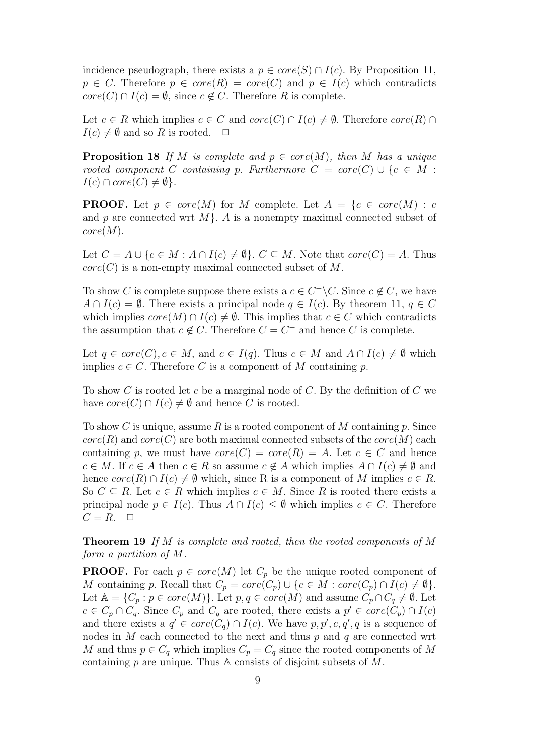incidence pseudograph, there exists a $p \in core(S) \cap I(c)$. By Proposition 11, $p \in C$. Therefore $p \in core(R) = core(C)$ and $p \in I(c)$ which contradicts $core(C) \cap I(c) = \emptyset$, since $c \notin C$. Therefore $R$ is complete.

Let $c \in R$ which implies $c \in C$ and $core(C) \cap I(c) \neq \emptyset$. Therefore $core(R) \cap I(c) \neq \emptyset$ and so $R$ is rooted. $\square$

**Proposition 18** *If $M$ is complete and $p \in core(M)$, then $M$ has a unique rooted component $C$ containing $p$. Furthermore $C = core(C) \cup \{c \in M : I(c) \cap core(C) \neq \emptyset\}$.*

**PROOF.** Let $p \in core(M)$ for $M$ complete. Let $A = \{c \in core(M) : c$ and $p$ are connected wrt $M\}$. $A$ is a nonempty maximal connected subset of $core(M)$.

Let $C = A \cup \{c \in M : A \cap I(c) \neq \emptyset\}$. $C \subseteq M$. Note that $core(C) = A$. Thus $core(C)$ is a non-empty maximal connected subset of $M$.

To show $C$ is complete suppose there exists a $c \in C^+ \backslash C$. Since $c \notin C$, we have $A \cap I(c) = \emptyset$. There exists a principal node $q \in I(c)$. By theorem 11, $q \in C$ which implies $core(M) \cap I(c) \neq \emptyset$. This implies that $c \in C$ which contradicts the assumption that $c \notin C$. Therefore $C = C^+$ and hence $C$ is complete.

Let $q \in core(C), c \in M$, and $c \in I(q)$. Thus $c \in M$ and $A \cap I(c) \neq \emptyset$ which implies $c \in C$. Therefore $C$ is a component of $M$ containing $p$.

To show $C$ is rooted let $c$ be a marginal node of $C$. By the definition of $C$ we have $core(C) \cap I(c) \neq \emptyset$ and hence $C$ is rooted.

To show $C$ is unique, assume $R$ is a rooted component of $M$ containing $p$. Since $core(R)$ and $core(C)$ are both maximal connected subsets of the $core(M)$ each containing $p$, we must have $core(C) = core(R) = A$. Let $c \in C$ and hence $c \in M$. If $c \in A$ then $c \in R$ so assume $c \notin A$ which implies $A \cap I(c) \neq \emptyset$ and hence $core(R) \cap I(c) \neq \emptyset$ which, since R is a component of $M$ implies $c \in R$. So $C \subseteq R$. Let $c \in R$ which implies $c \in M$. Since $R$ is rooted there exists a principal node $p \in I(c)$. Thus $A \cap I(c) \leq \emptyset$ which implies $c \in C$. Therefore $C = R$. $\square$

**Theorem 19** *If $M$ is complete and rooted, then the rooted components of $M$ form a partition of $M$.*

**PROOF.** For each $p \in core(M)$ let $C_p$ be the unique rooted component of $M$ containing $p$. Recall that $C_p = core(C_p) \cup \{c \in M : core(C_p) \cap I(c) \neq \emptyset\}$. Let $\mathbb{A} = \{C_p : p \in core(M)\}$. Let $p, q \in core(M)$ and assume $C_p \cap C_q \neq \emptyset$. Let $c \in C_p \cap C_q$. Since $C_p$ and $C_q$ are rooted, there exists a $p' \in core(C_p) \cap I(c)$ and there exists a $q' \in core(C_q) \cap I(c)$. We have $p, p', c, q', q$ is a sequence of nodes in $M$ each connected to the next and thus $p$ and $q$ are connected wrt $M$ and thus $p \in C_q$ which implies $C_p = C_q$ since the rooted components of $M$ containing $p$ are unique. Thus $\mathbb{A}$ consists of disjoint subsets of $M$.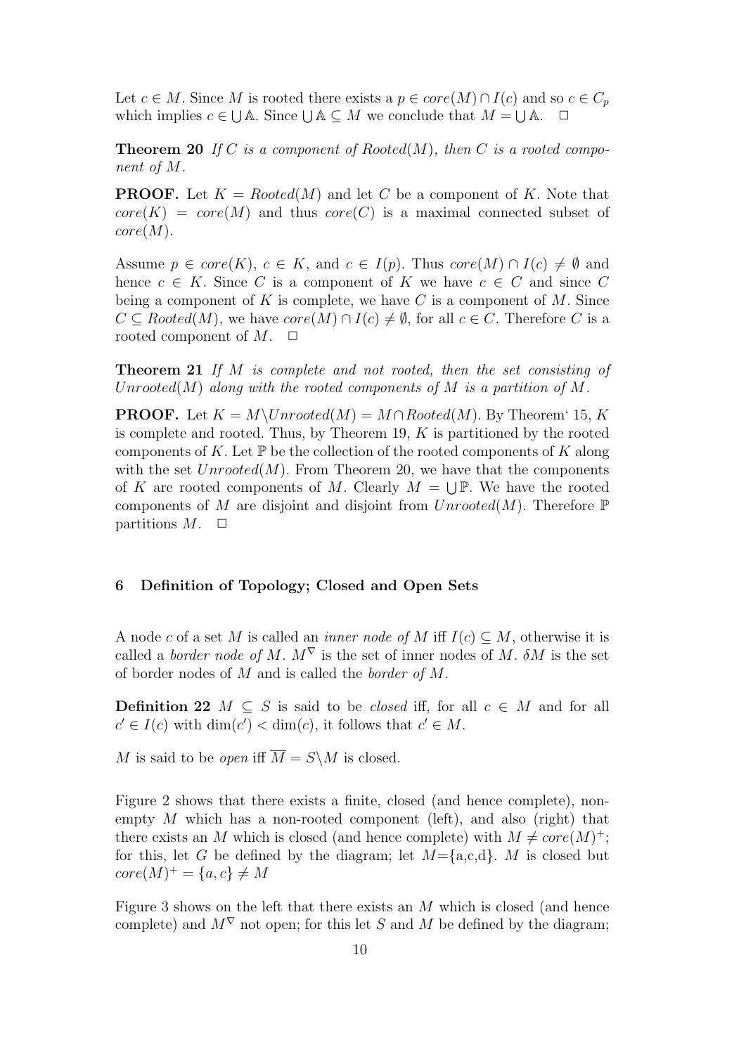Let $c \in M$. Since $M$ is rooted there exists a $p \in core(M) \cap I(c)$ and so $c \in C_p$ which implies $c \in \bigcup \mathbb{A}$. Since $\bigcup \mathbb{A} \subseteq M$ we conclude that $M = \bigcup \mathbb{A}$. $\Box$

**Theorem 20** *If $C$ is a component of $Rooted(M)$, then $C$ is a rooted component of $M$.*

**PROOF.** Let $K = Rooted(M)$ and let $C$ be a component of $K$. Note that $core(K) = core(M)$ and thus $core(C)$ is a maximal connected subset of $core(M)$.

Assume $p \in core(K)$, $c \in K$, and $c \in I(p)$. Thus $core(M) \cap I(c) \neq \emptyset$ and hence $c \in K$. Since $C$ is a component of $K$ we have $c \in C$ and since $C$ being a component of $K$ is complete, we have $C$ is a component of $M$. Since $C \subseteq Rooted(M)$, we have $core(M) \cap I(c) \neq \emptyset$, for all $c \in C$. Therefore $C$ is a rooted component of $M$. $\Box$

**Theorem 21** *If $M$ is complete and not rooted, then the set consisting of $Unrooted(M)$ along with the rooted components of $M$ is a partition of $M$.*

**PROOF.** Let $K = M \backslash Unrooted(M) = M \cap Rooted(M)$. By Theorem' 15, $K$ is complete and rooted. Thus, by Theorem 19, $K$ is partitioned by the rooted components of $K$. Let $\mathbb{P}$ be the collection of the rooted components of $K$ along with the set $Unrooted(M)$. From Theorem 20, we have that the components of $K$ are rooted components of $M$. Clearly $M = \bigcup \mathbb{P}$. We have the rooted components of $M$ are disjoint and disjoint from $Unrooted(M)$. Therefore $\mathbb{P}$ partitions $M$. $\Box$

## 6 Definition of Topology; Closed and Open Sets

A node $c$ of a set $M$ is called an *inner node of $M$* iff $I(c) \subseteq M$, otherwise it is called a *border node of $M$*. $M^{\nabla}$ is the set of inner nodes of $M$. $\delta M$ is the set of border nodes of $M$ and is called the *border of $M$*.

**Definition 22** $M \subseteq S$ is said to be *closed* iff, for all $c \in M$ and for all $c' \in I(c)$ with $\dim(c') < \dim(c)$, it follows that $c' \in M$.

$M$ is said to be *open* iff $\overline{M} = S \backslash M$ is closed.

Figure 2 shows that there exists a finite, closed (and hence complete), non-empty $M$ which has a non-rooted component (left), and also (right) that there exists an $M$ which is closed (and hence complete) with $M \neq core(M)^+$; for this, let $G$ be defined by the diagram; let $M$={a,c,d}. $M$ is closed but $core(M)^+ = \{a, c\} \neq M$

Figure 3 shows on the left that there exists an $M$ which is closed (and hence complete) and $M^{\nabla}$ not open; for this let $S$ and $M$ be defined by the diagram;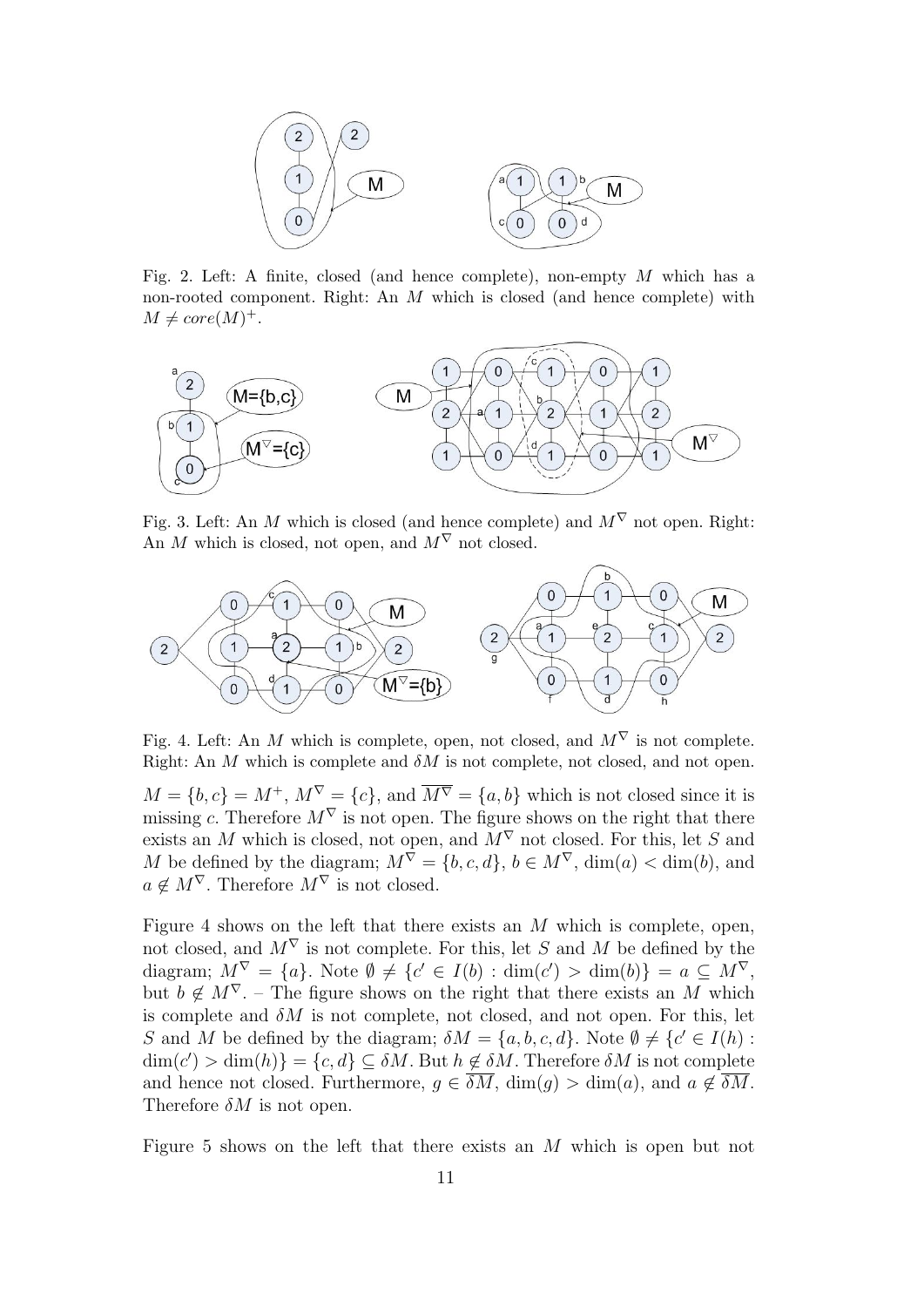Fig. 2. Left: A finite, closed (and hence complete), non-empty $M$ which has a non-rooted component. Right: An $M$ which is closed (and hence complete) with $M \neq core(M)^+$.

Fig. 3. Left: An $M$ which is closed (and hence complete) and $M^\nabla$ not open. Right: An $M$ which is closed, not open, and $M^\nabla$ not closed.

Fig. 4. Left: An $M$ which is complete, open, not closed, and $M^\nabla$ is not complete. Right: An $M$ which is complete and $\delta M$ is not complete, not closed, and not open.

$M = \{b, c\} = M^+$, $M^\nabla = \{c\}$, and $\overline{M^\nabla} = \{a, b\}$ which is not closed since it is missing $c$. Therefore $M^\nabla$ is not open. The figure shows on the right that there exists an $M$ which is closed, not open, and $M^\nabla$ not closed. For this, let $S$ and $M$ be defined by the diagram; $M^\nabla = \{b, c, d\}$, $b \in M^\nabla$, $\dim(a) < \dim(b)$, and $a \notin M^\nabla$. Therefore $M^\nabla$ is not closed.

Figure 4 shows on the left that there exists an $M$ which is complete, open, not closed, and $M^\nabla$ is not complete. For this, let $S$ and $M$ be defined by the diagram; $M^\nabla = \{a\}$. Note $\emptyset \neq \{c' \in I(b) : \dim(c') > \dim(b)\} = a \subseteq M^\nabla$, but $b \notin M^\nabla$. – The figure shows on the right that there exists an $M$ which is complete and $\delta M$ is not complete, not closed, and not open. For this, let $S$ and $M$ be defined by the diagram; $\delta M = \{a, b, c, d\}$. Note $\emptyset \neq \{c' \in I(h) : \dim(c') > \dim(h)\} = \{c, d\} \subseteq \delta M$. But $h \notin \delta M$. Therefore $\delta M$ is not complete and hence not closed. Furthermore, $g \in \overline{\delta M}$, $\dim(g) > \dim(a)$, and $a \notin \overline{\delta M}$. Therefore $\delta M$ is not open.

Figure 5 shows on the left that there exists an $M$ which is open but not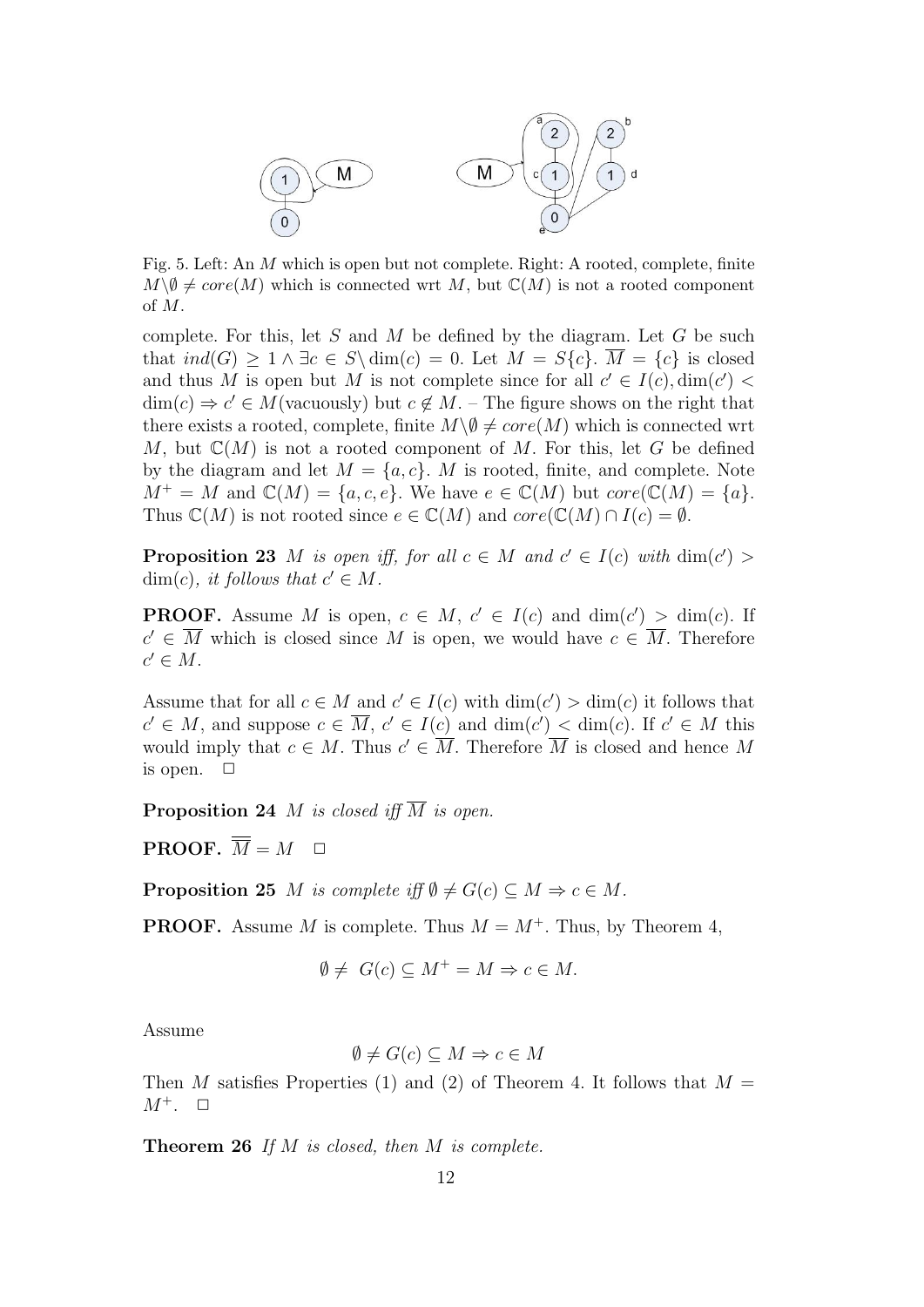Fig. 5. Left: An $M$ which is open but not complete. Right: A rooted, complete, finite $M\backslash\emptyset \neq core(M)$ which is connected wrt $M$, but $\mathbb{C}(M)$ is not a rooted component of $M$.

complete. For this, let $S$ and $M$ be defined by the diagram. Let $G$ be such that $ind(G) \geq 1 \wedge \exists c \in S\backslash \dim(c) = 0$. Let $M = S\{c\}$. $\overline{M} = \{c\}$ is closed and thus $M$ is open but $M$ is not complete since for all $c' \in I(c), \dim(c') < \dim(c) \Rightarrow c' \in M$(vacuously) but $c \notin M$. – The figure shows on the right that there exists a rooted, complete, finite $M\backslash\emptyset \neq core(M)$ which is connected wrt $M$, but $\mathbb{C}(M)$ is not a rooted component of $M$. For this, let $G$ be defined by the diagram and let $M = \{a, c\}$. $M$ is rooted, finite, and complete. Note $M^+ = M$ and $\mathbb{C}(M) = \{a, c, e\}$. We have $e \in \mathbb{C}(M)$ but $core(\mathbb{C}(M) = \{a\}$. Thus $\mathbb{C}(M)$ is not rooted since $e \in \mathbb{C}(M)$ and $core(\mathbb{C}(M) \cap I(c) = \emptyset$.

**Proposition 23** *$M$ is open iff, for all $c \in M$ and $c' \in I(c)$ with $\dim(c') > \dim(c)$, it follows that $c' \in M$.*

**PROOF.** Assume $M$ is open, $c \in M$, $c' \in I(c)$ and $\dim(c') > \dim(c)$. If $c' \in \overline{M}$ which is closed since $M$ is open, we would have $c \in \overline{M}$. Therefore $c' \in M$.

Assume that for all $c \in M$ and $c' \in I(c)$ with $\dim(c') > \dim(c)$ it follows that $c' \in M$, and suppose $c \in \overline{M}$, $c' \in I(c)$ and $\dim(c') < \dim(c)$. If $c' \in M$ this would imply that $c \in M$. Thus $c' \in \overline{M}$. Therefore $\overline{M}$ is closed and hence $M$ is open. $\square$

**Proposition 24** *$M$ is closed iff $\overline{M}$ is open.*

**PROOF.** $\overline{\overline{M}} = M$ $\square$

**Proposition 25** *$M$ is complete iff $\emptyset \neq G(c) \subseteq M \Rightarrow c \in M$.*

**PROOF.** Assume $M$ is complete. Thus $M = M^+$. Thus, by Theorem 4,

$$\emptyset \neq \; G(c) \subseteq M^+ = M \Rightarrow c \in M.$$

Assume

$$\emptyset \neq G(c) \subseteq M \Rightarrow c \in M$$

Then $M$ satisfies Properties (1) and (2) of Theorem 4. It follows that $M = M^+$. $\square$

**Theorem 26** *If $M$ is closed, then $M$ is complete.*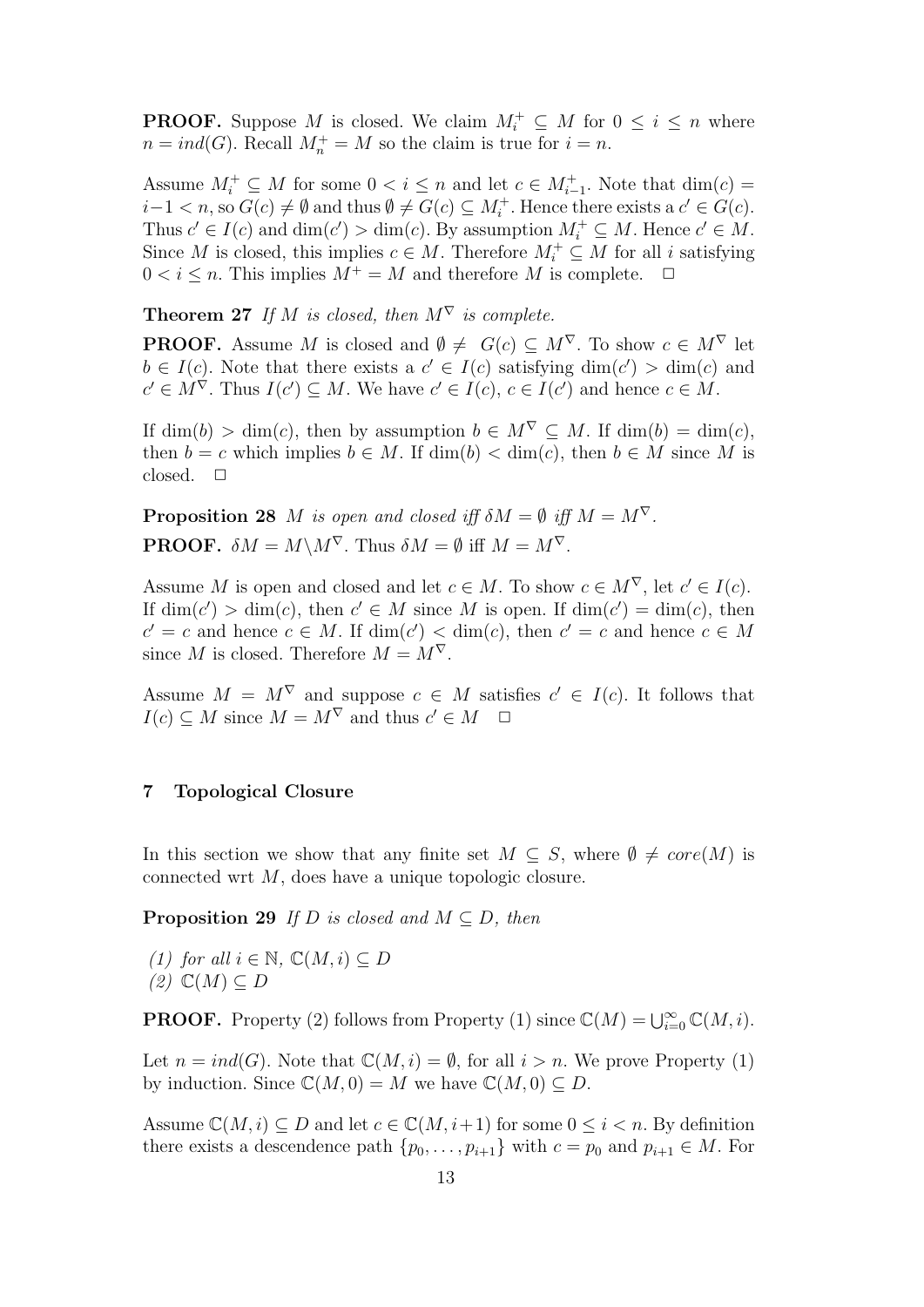**PROOF.** Suppose $M$ is closed. We claim $M_i^+ \subseteq M$ for $0 \le i \le n$ where $n = ind(G)$. Recall $M_n^+ = M$ so the claim is true for $i = n$.

Assume $M_i^+ \subseteq M$ for some $0 < i \le n$ and let $c \in M_{i-1}^+$. Note that $\dim(c) = i-1 < n$, so $G(c) \neq \emptyset$ and thus $\emptyset \neq G(c) \subseteq M_i^+$. Hence there exists a $c' \in G(c)$. Thus $c' \in I(c)$ and $\dim(c') > \dim(c)$. By assumption $M_i^+ \subseteq M$. Hence $c' \in M$. Since $M$ is closed, this implies $c \in M$. Therefore $M_i^+ \subseteq M$ for all $i$ satisfying $0 < i \le n$. This implies $M^+ = M$ and therefore $M$ is complete. $\square$

**Theorem 27** *If $M$ is closed, then $M^\nabla$ is complete.*

**PROOF.** Assume $M$ is closed and $\emptyset \neq G(c) \subseteq M^\nabla$. To show $c \in M^\nabla$ let $b \in I(c)$. Note that there exists a $c' \in I(c)$ satisfying $\dim(c') > \dim(c)$ and $c' \in M^\nabla$. Thus $I(c') \subseteq M$. We have $c' \in I(c)$, $c \in I(c')$ and hence $c \in M$.

If $\dim(b) > \dim(c)$, then by assumption $b \in M^\nabla \subseteq M$. If $\dim(b) = \dim(c)$, then $b = c$ which implies $b \in M$. If $\dim(b) < \dim(c)$, then $b \in M$ since $M$ is closed. $\square$

**Proposition 28** *$M$ is open and closed iff $\delta M = \emptyset$ iff $M = M^\nabla$.*

**PROOF.** $\delta M = M \backslash M^\nabla$. Thus $\delta M = \emptyset$ iff $M = M^\nabla$.

Assume $M$ is open and closed and let $c \in M$. To show $c \in M^\nabla$, let $c' \in I(c)$. If $\dim(c') > \dim(c)$, then $c' \in M$ since $M$ is open. If $\dim(c') = \dim(c)$, then $c' = c$ and hence $c \in M$. If $\dim(c') < \dim(c)$, then $c' = c$ and hence $c \in M$ since $M$ is closed. Therefore $M = M^\nabla$.

Assume $M = M^\nabla$ and suppose $c \in M$ satisfies $c' \in I(c)$. It follows that $I(c) \subseteq M$ since $M = M^\nabla$ and thus $c' \in M$ $\square$

## 7 Topological Closure

In this section we show that any finite set $M \subseteq S$, where $\emptyset \neq core(M)$ is connected wrt $M$, does have a unique topologic closure.

**Proposition 29** *If $D$ is closed and $M \subseteq D$, then*

*(1) for all $i \in \mathbb{N}$, $\mathbb{C}(M, i) \subseteq D$*
*(2) $\mathbb{C}(M) \subseteq D$*

**PROOF.** Property (2) follows from Property (1) since $\mathbb{C}(M) = \bigcup_{i=0}^{\infty} \mathbb{C}(M, i)$.

Let $n = ind(G)$. Note that $\mathbb{C}(M, i) = \emptyset$, for all $i > n$. We prove Property (1) by induction. Since $\mathbb{C}(M, 0) = M$ we have $\mathbb{C}(M, 0) \subseteq D$.

Assume $\mathbb{C}(M, i) \subseteq D$ and let $c \in \mathbb{C}(M, i+1)$ for some $0 \le i < n$. By definition there exists a descendence path $\{p_0, \ldots, p_{i+1}\}$ with $c = p_0$ and $p_{i+1} \in M$. For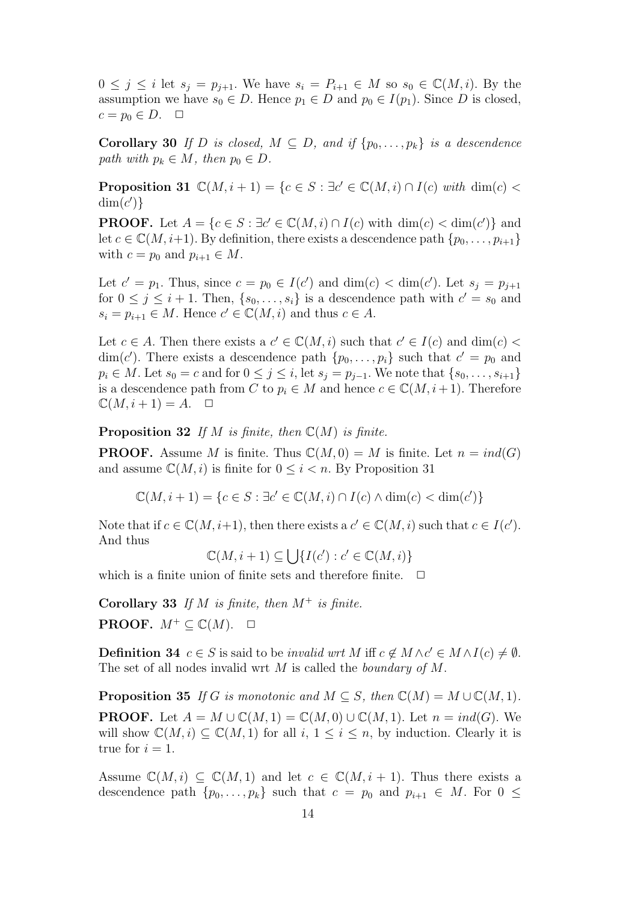$0 \leq j \leq i$ let $s_j = p_{j+1}$. We have $s_i = P_{i+1} \in M$ so $s_0 \in \mathbb{C}(M, i)$. By the assumption we have $s_0 \in D$. Hence $p_1 \in D$ and $p_0 \in I(p_1)$. Since $D$ is closed, $c = p_0 \in D$. $\Box$

**Corollary 30** *If $D$ is closed, $M \subseteq D$, and if $\{p_0, \ldots, p_k\}$ is a descendence path with $p_k \in M$, then $p_0 \in D$.*

**Proposition 31** $\mathbb{C}(M, i+1) = \{c \in S : \exists c' \in \mathbb{C}(M, i) \cap I(c)$ *with* $\dim(c) < \dim(c')\}$

**PROOF.** Let $A = \{c \in S : \exists c' \in \mathbb{C}(M, i) \cap I(c)$ with $\dim(c) < \dim(c')\}$ and let $c \in \mathbb{C}(M, i+1)$. By definition, there exists a descendence path $\{p_0, \ldots, p_{i+1}\}$ with $c = p_0$ and $p_{i+1} \in M$.

Let $c' = p_1$. Thus, since $c = p_0 \in I(c')$ and $\dim(c) < \dim(c')$. Let $s_j = p_{j+1}$ for $0 \leq j \leq i+1$. Then, $\{s_0, \ldots, s_i\}$ is a descendence path with $c' = s_0$ and $s_i = p_{i+1} \in M$. Hence $c' \in \mathbb{C}(M, i)$ and thus $c \in A$.

Let $c \in A$. Then there exists a $c' \in \mathbb{C}(M, i)$ such that $c' \in I(c)$ and $\dim(c) < \dim(c')$. There exists a descendence path $\{p_0, \ldots, p_i\}$ such that $c' = p_0$ and $p_i \in M$. Let $s_0 = c$ and for $0 \leq j \leq i$, let $s_j = p_{j-1}$. We note that $\{s_0, \ldots, s_{i+1}\}$ is a descendence path from $C$ to $p_i \in M$ and hence $c \in \mathbb{C}(M, i+1)$. Therefore $\mathbb{C}(M, i+1) = A$. $\Box$

**Proposition 32** *If $M$ is finite, then $\mathbb{C}(M)$ is finite.*

**PROOF.** Assume $M$ is finite. Thus $\mathbb{C}(M, 0) = M$ is finite. Let $n = ind(G)$ and assume $\mathbb{C}(M, i)$ is finite for $0 \leq i < n$. By Proposition 31

$$\mathbb{C}(M, i+1) = \{c \in S : \exists c' \in \mathbb{C}(M, i) \cap I(c) \wedge \dim(c) < \dim(c')\}$$

Note that if $c \in \mathbb{C}(M, i+1)$, then there exists a $c' \in \mathbb{C}(M, i)$ such that $c \in I(c')$. And thus

$$\mathbb{C}(M, i+1) \subseteq \bigcup \{I(c') : c' \in \mathbb{C}(M, i)\}$$

which is a finite union of finite sets and therefore finite. $\Box$

**Corollary 33** *If $M$ is finite, then $M^+$ is finite.*

**PROOF.** $M^+ \subseteq \mathbb{C}(M)$. $\Box$

**Definition 34** $c \in S$ is said to be *invalid wrt $M$* iff $c \notin M \wedge c' \in M \wedge I(c) \neq \emptyset$. The set of all nodes invalid wrt $M$ is called the *boundary of $M$*.

**Proposition 35** *If $G$ is monotonic and $M \subseteq S$, then $\mathbb{C}(M) = M \cup \mathbb{C}(M, 1)$.*

**PROOF.** Let $A = M \cup \mathbb{C}(M, 1) = \mathbb{C}(M, 0) \cup \mathbb{C}(M, 1)$. Let $n = ind(G)$. We will show $\mathbb{C}(M, i) \subseteq \mathbb{C}(M, 1)$ for all $i$, $1 \leq i \leq n$, by induction. Clearly it is true for $i = 1$.

Assume $\mathbb{C}(M, i) \subseteq \mathbb{C}(M, 1)$ and let $c \in \mathbb{C}(M, i+1)$. Thus there exists a descendence path $\{p_0, \ldots, p_k\}$ such that $c = p_0$ and $p_{i+1} \in M$. For $0 \leq$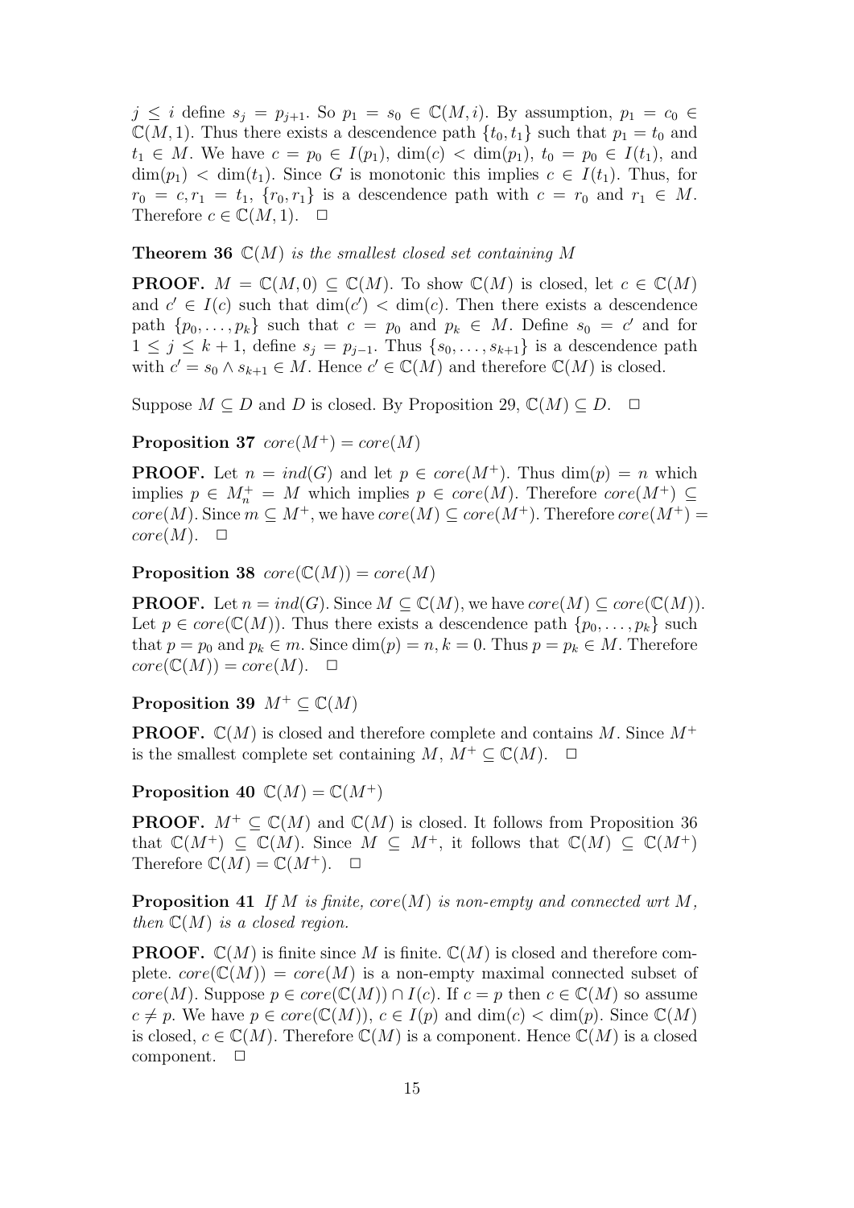$j \leq i$ define $s_j = p_{j+1}$. So $p_1 = s_0 \in \mathbb{C}(M, i)$. By assumption, $p_1 = c_0 \in \mathbb{C}(M, 1)$. Thus there exists a descendence path $\{t_0, t_1\}$ such that $p_1 = t_0$ and $t_1 \in M$. We have $c = p_0 \in I(p_1)$, $\dim(c) < \dim(p_1)$, $t_0 = p_0 \in I(t_1)$, and $\dim(p_1) < \dim(t_1)$. Since $G$ is monotonic this implies $c \in I(t_1)$. Thus, for $r_0 = c, r_1 = t_1$, $\{r_0, r_1\}$ is a descendence path with $c = r_0$ and $r_1 \in M$. Therefore $c \in \mathbb{C}(M, 1)$. $\square$

**Theorem 36** *$\mathbb{C}(M)$ is the smallest closed set containing $M$*

**PROOF.** $M = \mathbb{C}(M, 0) \subseteq \mathbb{C}(M)$. To show $\mathbb{C}(M)$ is closed, let $c \in \mathbb{C}(M)$ and $c' \in I(c)$ such that $\dim(c') < \dim(c)$. Then there exists a descendence path $\{p_0, \ldots, p_k\}$ such that $c = p_0$ and $p_k \in M$. Define $s_0 = c'$ and for $1 \leq j \leq k+1$, define $s_j = p_{j-1}$. Thus $\{s_0, \ldots, s_{k+1}\}$ is a descendence path with $c' = s_0 \wedge s_{k+1} \in M$. Hence $c' \in \mathbb{C}(M)$ and therefore $\mathbb{C}(M)$ is closed.

Suppose $M \subseteq D$ and $D$ is closed. By Proposition 29, $\mathbb{C}(M) \subseteq D$. $\square$

**Proposition 37** *$core(M^+) = core(M)$*

**PROOF.** Let $n = ind(G)$ and let $p \in core(M^+)$. Thus $\dim(p) = n$ which implies $p \in M^+_n = M$ which implies $p \in core(M)$. Therefore $core(M^+) \subseteq core(M)$. Since $m \subseteq M^+$, we have $core(M) \subseteq core(M^+)$. Therefore $core(M^+) = core(M)$. $\square$

**Proposition 38** *$core(\mathbb{C}(M)) = core(M)$*

**PROOF.** Let $n = ind(G)$. Since $M \subseteq \mathbb{C}(M)$, we have $core(M) \subseteq core(\mathbb{C}(M))$. Let $p \in core(\mathbb{C}(M))$. Thus there exists a descendence path $\{p_0, \ldots, p_k\}$ such that $p = p_0$ and $p_k \in m$. Since $\dim(p) = n, k = 0$. Thus $p = p_k \in M$. Therefore $core(\mathbb{C}(M)) = core(M)$. $\square$

**Proposition 39** *$M^+ \subseteq \mathbb{C}(M)$*

**PROOF.** $\mathbb{C}(M)$ is closed and therefore complete and contains $M$. Since $M^+$ is the smallest complete set containing $M$, $M^+ \subseteq \mathbb{C}(M)$. $\square$

**Proposition 40** *$\mathbb{C}(M) = \mathbb{C}(M^+)$*

**PROOF.** $M^+ \subseteq \mathbb{C}(M)$ and $\mathbb{C}(M)$ is closed. It follows from Proposition 36 that $\mathbb{C}(M^+) \subseteq \mathbb{C}(M)$. Since $M \subseteq M^+$, it follows that $\mathbb{C}(M) \subseteq \mathbb{C}(M^+)$ Therefore $\mathbb{C}(M) = \mathbb{C}(M^+)$. $\square$

**Proposition 41** *If $M$ is finite, $core(M)$ is non-empty and connected wrt $M$, then $\mathbb{C}(M)$ is a closed region.*

**PROOF.** $\mathbb{C}(M)$ is finite since $M$ is finite. $\mathbb{C}(M)$ is closed and therefore complete. $core(\mathbb{C}(M)) = core(M)$ is a non-empty maximal connected subset of $core(M)$. Suppose $p \in core(\mathbb{C}(M)) \cap I(c)$. If $c = p$ then $c \in \mathbb{C}(M)$ so assume $c \neq p$. We have $p \in core(\mathbb{C}(M))$, $c \in I(p)$ and $\dim(c) < \dim(p)$. Since $\mathbb{C}(M)$ is closed, $c \in \mathbb{C}(M)$. Therefore $\mathbb{C}(M)$ is a component. Hence $\mathbb{C}(M)$ is a closed component. $\square$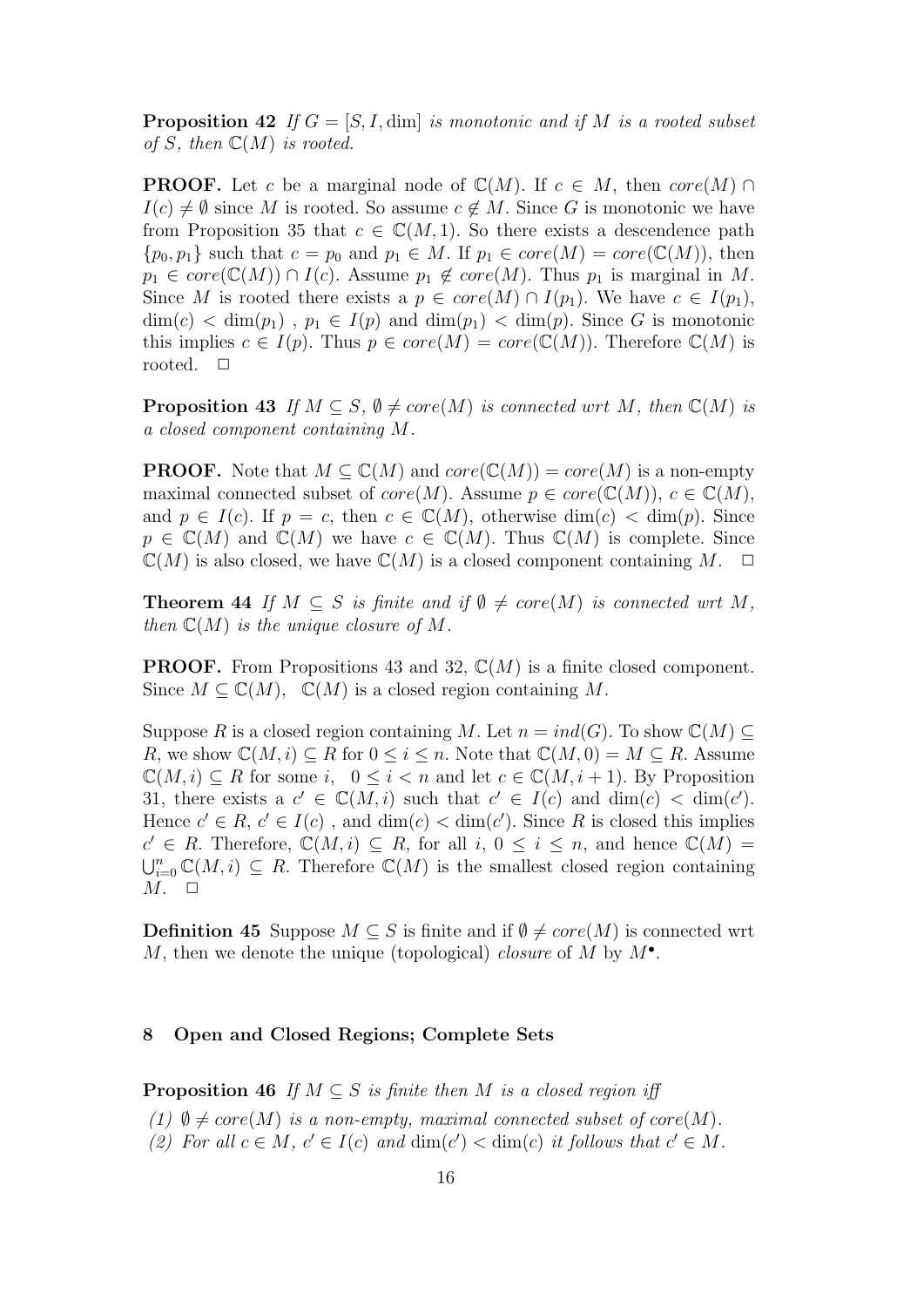**Proposition 42** *If $G = [S, I, \dim]$ is monotonic and if $M$ is a rooted subset of $S$, then $\mathbb{C}(M)$ is rooted.*

**PROOF.** Let $c$ be a marginal node of $\mathbb{C}(M)$. If $c \in M$, then $core(M) \cap I(c) \neq \emptyset$ since $M$ is rooted. So assume $c \notin M$. Since $G$ is monotonic we have from Proposition 35 that $c \in \mathbb{C}(M, 1)$. So there exists a descendence path $\{p_0, p_1\}$ such that $c = p_0$ and $p_1 \in M$. If $p_1 \in core(M) = core(\mathbb{C}(M))$, then $p_1 \in core(\mathbb{C}(M)) \cap I(c)$. Assume $p_1 \notin core(M)$. Thus $p_1$ is marginal in $M$. Since $M$ is rooted there exists a $p \in core(M) \cap I(p_1)$. We have $c \in I(p_1)$, $\dim(c) < \dim(p_1)$ , $p_1 \in I(p)$ and $\dim(p_1) < \dim(p)$. Since $G$ is monotonic this implies $c \in I(p)$. Thus $p \in core(M) = core(\mathbb{C}(M))$. Therefore $\mathbb{C}(M)$ is rooted. $\Box$

**Proposition 43** *If $M \subseteq S$, $\emptyset \neq core(M)$ is connected wrt $M$, then $\mathbb{C}(M)$ is a closed component containing $M$.*

**PROOF.** Note that $M \subseteq \mathbb{C}(M)$ and $core(\mathbb{C}(M)) = core(M)$ is a non-empty maximal connected subset of $core(M)$. Assume $p \in core(\mathbb{C}(M))$, $c \in \mathbb{C}(M)$, and $p \in I(c)$. If $p = c$, then $c \in \mathbb{C}(M)$, otherwise $\dim(c) < \dim(p)$. Since $p \in \mathbb{C}(M)$ and $\mathbb{C}(M)$ we have $c \in \mathbb{C}(M)$. Thus $\mathbb{C}(M)$ is complete. Since $\mathbb{C}(M)$ is also closed, we have $\mathbb{C}(M)$ is a closed component containing $M$. $\Box$

**Theorem 44** *If $M \subseteq S$ is finite and if $\emptyset \neq core(M)$ is connected wrt $M$, then $\mathbb{C}(M)$ is the unique closure of $M$.*

**PROOF.** From Propositions 43 and 32, $\mathbb{C}(M)$ is a finite closed component. Since $M \subseteq \mathbb{C}(M)$, $\mathbb{C}(M)$ is a closed region containing $M$.

Suppose $R$ is a closed region containing $M$. Let $n = ind(G)$. To show $\mathbb{C}(M) \subseteq R$, we show $\mathbb{C}(M, i) \subseteq R$ for $0 \leq i \leq n$. Note that $\mathbb{C}(M, 0) = M \subseteq R$. Assume $\mathbb{C}(M, i) \subseteq R$ for some $i$, $0 \leq i < n$ and let $c \in \mathbb{C}(M, i + 1)$. By Proposition 31, there exists a $c' \in \mathbb{C}(M, i)$ such that $c' \in I(c)$ and $\dim(c) < \dim(c')$. Hence $c' \in R$, $c' \in I(c)$ , and $\dim(c) < \dim(c')$. Since $R$ is closed this implies $c' \in R$. Therefore, $\mathbb{C}(M, i) \subseteq R$, for all $i$, $0 \leq i \leq n$, and hence $\mathbb{C}(M) = \bigcup_{i=0}^{n} \mathbb{C}(M, i) \subseteq R$. Therefore $\mathbb{C}(M)$ is the smallest closed region containing $M$. $\Box$

**Definition 45** Suppose $M \subseteq S$ is finite and if $\emptyset \neq core(M)$ is connected wrt $M$, then we denote the unique (topological) *closure* of $M$ by $M^\bullet$.

## 8 Open and Closed Regions; Complete Sets

**Proposition 46** *If $M \subseteq S$ is finite then $M$ is a closed region iff*

*(1) $\emptyset \neq core(M)$ is a non-empty, maximal connected subset of $core(M)$.*
*(2) For all $c \in M$, $c' \in I(c)$ and $\dim(c') < \dim(c)$ it follows that $c' \in M$.*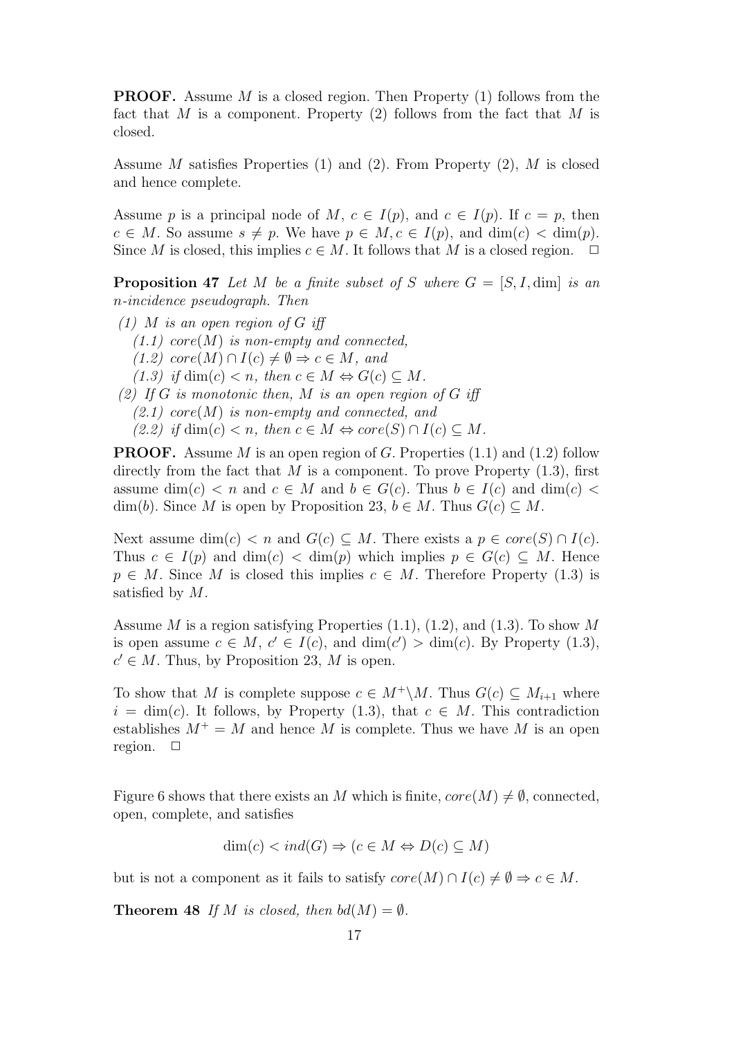**PROOF.** Assume $M$ is a closed region. Then Property (1) follows from the fact that $M$ is a component. Property (2) follows from the fact that $M$ is closed.

Assume $M$ satisfies Properties (1) and (2). From Property (2), $M$ is closed and hence complete.

Assume $p$ is a principal node of $M$, $c \in I(p)$, and $c \in I(p)$. If $c = p$, then $c \in M$. So assume $s \neq p$. We have $p \in M, c \in I(p)$, and $\dim(c) < \dim(p)$. Since $M$ is closed, this implies $c \in M$. It follows that $M$ is a closed region. $\square$

**Proposition 47** *Let $M$ be a finite subset of $S$ where $G = [S, I, \dim]$ is an $n$-incidence pseudograph. Then*

*(1) $M$ is an open region of $G$ iff*
*(1.1) $core(M)$ is non-empty and connected,*
*(1.2) $core(M) \cap I(c) \neq \emptyset \Rightarrow c \in M$, and*
*(1.3) if $\dim(c) < n$, then $c \in M \Leftrightarrow G(c) \subseteq M$.*

*(2) If $G$ is monotonic then, $M$ is an open region of $G$ iff*
*(2.1) $core(M)$ is non-empty and connected, and*
*(2.2) if $\dim(c) < n$, then $c \in M \Leftrightarrow core(S) \cap I(c) \subseteq M$.*

**PROOF.** Assume $M$ is an open region of $G$. Properties (1.1) and (1.2) follow directly from the fact that $M$ is a component. To prove Property (1.3), first assume $\dim(c) < n$ and $c \in M$ and $b \in G(c)$. Thus $b \in I(c)$ and $\dim(c) < \dim(b)$. Since $M$ is open by Proposition 23, $b \in M$. Thus $G(c) \subseteq M$.

Next assume $\dim(c) < n$ and $G(c) \subseteq M$. There exists a $p \in core(S) \cap I(c)$. Thus $c \in I(p)$ and $\dim(c) < \dim(p)$ which implies $p \in G(c) \subseteq M$. Hence $p \in M$. Since $M$ is closed this implies $c \in M$. Therefore Property (1.3) is satisfied by $M$.

Assume $M$ is a region satisfying Properties (1.1), (1.2), and (1.3). To show $M$ is open assume $c \in M$, $c' \in I(c)$, and $\dim(c') > \dim(c)$. By Property (1.3), $c' \in M$. Thus, by Proposition 23, $M$ is open.

To show that $M$ is complete suppose $c \in M^+ \backslash M$. Thus $G(c) \subseteq M_{i+1}$ where $i = \dim(c)$. It follows, by Property (1.3), that $c \in M$. This contradiction establishes $M^+ = M$ and hence $M$ is complete. Thus we have $M$ is an open region. $\square$

Figure 6 shows that there exists an $M$ which is finite, $core(M) \neq \emptyset$, connected, open, complete, and satisfies

$$\dim(c) < ind(G) \Rightarrow (c \in M \Leftrightarrow D(c) \subseteq M)$$

but is not a component as it fails to satisfy $core(M) \cap I(c) \neq \emptyset \Rightarrow c \in M$.

**Theorem 48** *If $M$ is closed, then $bd(M) = \emptyset$.*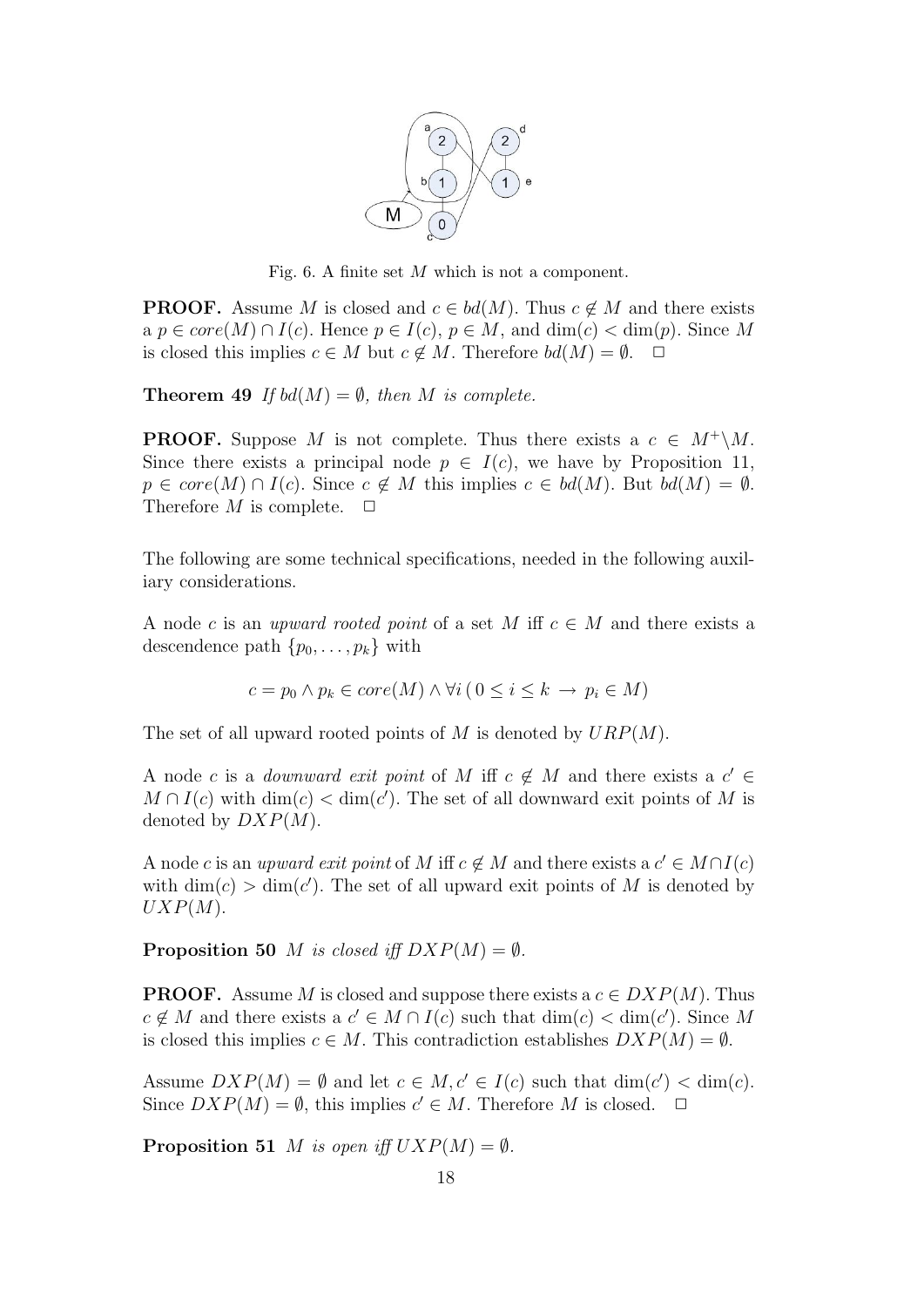Fig. 6. A finite set $M$ which is not a component.

**PROOF.** Assume $M$ is closed and $c \in bd(M)$. Thus $c \notin M$ and there exists a $p \in core(M) \cap I(c)$. Hence $p \in I(c)$, $p \in M$, and $\dim(c) < \dim(p)$. Since $M$ is closed this implies $c \in M$ but $c \notin M$. Therefore $bd(M) = \emptyset$. □

**Theorem 49** *If $bd(M) = \emptyset$, then $M$ is complete.*

**PROOF.** Suppose $M$ is not complete. Thus there exists a $c \in M^+ \backslash M$. Since there exists a principal node $p \in I(c)$, we have by Proposition 11, $p \in core(M) \cap I(c)$. Since $c \notin M$ this implies $c \in bd(M)$. But $bd(M) = \emptyset$. Therefore $M$ is complete. □

The following are some technical specifications, needed in the following auxiliary considerations.

A node $c$ is an *upward rooted point* of a set $M$ iff $c \in M$ and there exists a descendence path $\{p_0, \ldots, p_k\}$ with

$$c = p_0 \wedge p_k \in core(M) \wedge \forall i \, (0 \leq i \leq k \rightarrow p_i \in M)$$

The set of all upward rooted points of $M$ is denoted by $URP(M)$.

A node $c$ is a *downward exit point* of $M$ iff $c \notin M$ and there exists a $c' \in M \cap I(c)$ with $\dim(c) < \dim(c')$. The set of all downward exit points of $M$ is denoted by $DXP(M)$.

A node $c$ is an *upward exit point* of $M$ iff $c \notin M$ and there exists a $c' \in M \cap I(c)$ with $\dim(c) > \dim(c')$. The set of all upward exit points of $M$ is denoted by $UXP(M)$.

**Proposition 50** *$M$ is closed iff $DXP(M) = \emptyset$.*

**PROOF.** Assume $M$ is closed and suppose there exists a $c \in DXP(M)$. Thus $c \notin M$ and there exists a $c' \in M \cap I(c)$ such that $\dim(c) < \dim(c')$. Since $M$ is closed this implies $c \in M$. This contradiction establishes $DXP(M) = \emptyset$.

Assume $DXP(M) = \emptyset$ and let $c \in M, c' \in I(c)$ such that $\dim(c') < \dim(c)$. Since $DXP(M) = \emptyset$, this implies $c' \in M$. Therefore $M$ is closed. □

**Proposition 51** *$M$ is open iff $UXP(M) = \emptyset$.*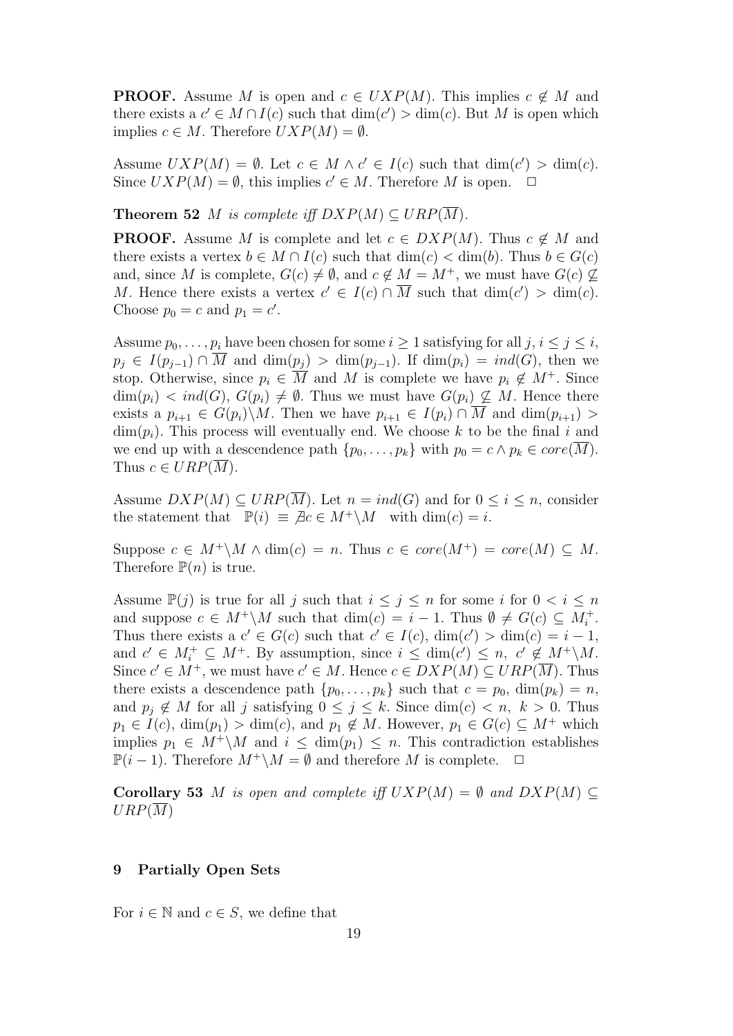**PROOF.** Assume $M$ is open and $c \in UXP(M)$. This implies $c \notin M$ and there exists a $c' \in M \cap I(c)$ such that $\dim(c') > \dim(c)$. But $M$ is open which implies $c \in M$. Therefore $UXP(M) = \emptyset$.

Assume $UXP(M) = \emptyset$. Let $c \in M \wedge c' \in I(c)$ such that $\dim(c') > \dim(c)$. Since $UXP(M) = \emptyset$, this implies $c' \in M$. Therefore $M$ is open. $\Box$

**Theorem 52** *$M$ is complete iff $DXP(M) \subseteq URP(\overline{M})$.*

**PROOF.** Assume $M$ is complete and let $c \in DXP(M)$. Thus $c \notin M$ and there exists a vertex $b \in M \cap I(c)$ such that $\dim(c) < \dim(b)$. Thus $b \in G(c)$ and, since $M$ is complete, $G(c) \neq \emptyset$, and $c \notin M = M^+$, we must have $G(c) \not\subseteq M$. Hence there exists a vertex $c' \in I(c) \cap \overline{M}$ such that $\dim(c') > \dim(c)$. Choose $p_0 = c$ and $p_1 = c'$.

Assume $p_0, \ldots, p_i$ have been chosen for some $i \geq 1$ satisfying for all $j$, $i \leq j \leq i$, $p_j \in I(p_{j-1}) \cap \overline{M}$ and $\dim(p_j) > \dim(p_{j-1})$. If $\dim(p_i) = ind(G)$, then we stop. Otherwise, since $p_i \in \overline{M}$ and $M$ is complete we have $p_i \notin M^+$. Since $\dim(p_i) < ind(G)$, $G(p_i) \neq \emptyset$. Thus we must have $G(p_i) \not\subseteq M$. Hence there exists a $p_{i+1} \in G(p_i) \backslash M$. Then we have $p_{i+1} \in I(p_i) \cap \overline{M}$ and $\dim(p_{i+1}) > \dim(p_i)$. This process will eventually end. We choose $k$ to be the final $i$ and we end up with a descendence path $\{p_0, \ldots, p_k\}$ with $p_0 = c \wedge p_k \in core(\overline{M})$. Thus $c \in URP(\overline{M})$.

Assume $DXP(M) \subseteq URP(\overline{M})$. Let $n = ind(G)$ and for $0 \leq i \leq n$, consider the statement that $\mathbb{P}(i) \equiv \nexists c \in M^+ \backslash M$ with $\dim(c) = i$.

Suppose $c \in M^+ \backslash M \wedge \dim(c) = n$. Thus $c \in core(M^+) = core(M) \subseteq M$. Therefore $\mathbb{P}(n)$ is true.

Assume $\mathbb{P}(j)$ is true for all $j$ such that $i \leq j \leq n$ for some $i$ for $0 < i \leq n$ and suppose $c \in M^+ \backslash M$ such that $\dim(c) = i - 1$. Thus $\emptyset \neq G(c) \subseteq M_i^+$. Thus there exists a $c' \in G(c)$ such that $c' \in I(c)$, $\dim(c') > \dim(c) = i - 1$, and $c' \in M_i^+ \subseteq M^+$. By assumption, since $i \leq \dim(c') \leq n$, $c' \notin M^+ \backslash M$. Since $c' \in M^+$, we must have $c' \in M$. Hence $c \in DXP(M) \subseteq URP(\overline{M})$. Thus there exists a descendence path $\{p_0, \ldots, p_k\}$ such that $c = p_0$, $\dim(p_k) = n$, and $p_j \notin M$ for all $j$ satisfying $0 \leq j \leq k$. Since $\dim(c) < n$, $k > 0$. Thus $p_1 \in I(c)$, $\dim(p_1) > \dim(c)$, and $p_1 \notin M$. However, $p_1 \in G(c) \subseteq M^+$ which implies $p_1 \in M^+ \backslash M$ and $i \leq \dim(p_1) \leq n$. This contradiction establishes $\mathbb{P}(i-1)$. Therefore $M^+ \backslash M = \emptyset$ and therefore $M$ is complete. $\Box$

**Corollary 53** *$M$ is open and complete iff $UXP(M) = \emptyset$ and $DXP(M) \subseteq URP(\overline{M})$*

## 9 Partially Open Sets

For $i \in \mathbb{N}$ and $c \in S$, we define that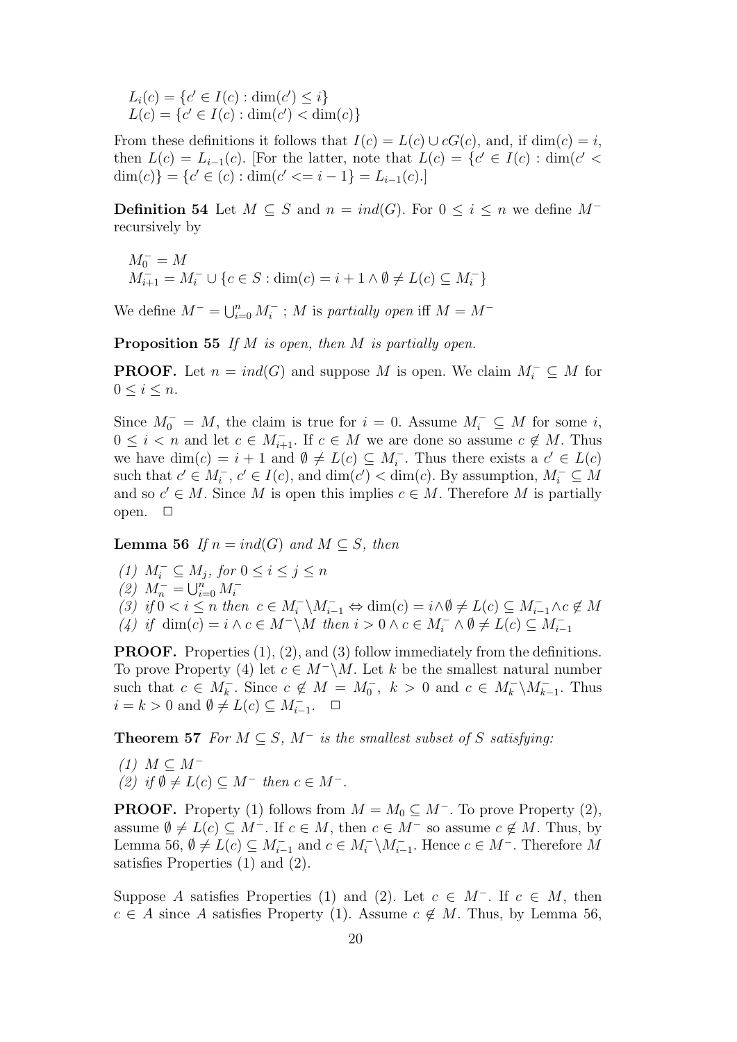$L_i(c) = \{c' \in I(c) : \dim(c') \leq i\}$
$L(c) = \{c' \in I(c) : \dim(c') < \dim(c)\}$

From these definitions it follows that $I(c) = L(c) \cup cG(c)$, and, if $\dim(c) = i$, then $L(c) = L_{i-1}(c)$. [For the latter, note that $L(c) = \{c' \in I(c) : \dim(c' < \dim(c)\} = \{c' \in (c) : \dim(c' <= i-1\} = L_{i-1}(c)$.]

**Definition 54** Let $M \subseteq S$ and $n = ind(G)$. For $0 \leq i \leq n$ we define $M^-$ recursively by

$M_0^- = M$
$M_{i+1}^- = M_i^- \cup \{c \in S : \dim(c) = i+1 \wedge \emptyset \neq L(c) \subseteq M_i^-\}$

We define $M^- = \bigcup_{i=0}^n M_i^-$ ; $M$ is *partially open* iff $M = M^-$

**Proposition 55** *If $M$ is open, then $M$ is partially open.*

**PROOF.** Let $n = ind(G)$ and suppose $M$ is open. We claim $M_i^- \subseteq M$ for $0 \leq i \leq n$.

Since $M_0^- = M$, the claim is true for $i = 0$. Assume $M_i^- \subseteq M$ for some $i$, $0 \leq i < n$ and let $c \in M_{i+1}^-$. If $c \in M$ we are done so assume $c \notin M$. Thus we have $\dim(c) = i+1$ and $\emptyset \neq L(c) \subseteq M_i^-$. Thus there exists a $c' \in L(c)$ such that $c' \in M_i^-$, $c' \in I(c)$, and $\dim(c') < \dim(c)$. By assumption, $M_i^- \subseteq M$ and so $c' \in M$. Since $M$ is open this implies $c \in M$. Therefore $M$ is partially open. $\Box$

**Lemma 56** *If $n = ind(G)$ and $M \subseteq S$, then*

*(1) $M_i^- \subseteq M_j$, for $0 \leq i \leq j \leq n$*
*(2) $M_n^- = \bigcup_{i=0}^n M_i^-$*
*(3) if $0 < i \leq n$ then $c \in M_i^- \backslash M_{i-1}^- \Leftrightarrow \dim(c) = i \wedge \emptyset \neq L(c) \subseteq M_{i-1}^- \wedge c \notin M$*
*(4) if $\dim(c) = i \wedge c \in M^- \backslash M$ then $i > 0 \wedge c \in M_i^- \wedge \emptyset \neq L(c) \subseteq M_{i-1}^-$*

**PROOF.** Properties (1), (2), and (3) follow immediately from the definitions. To prove Property (4) let $c \in M^- \backslash M$. Let $k$ be the smallest natural number such that $c \in M_k^-$. Since $c \notin M = M_0^-$, $k > 0$ and $c \in M_k^- \backslash M_{k-1}^-$. Thus $i = k > 0$ and $\emptyset \neq L(c) \subseteq M_{i-1}^-$. $\Box$

**Theorem 57** *For $M \subseteq S$, $M^-$ is the smallest subset of $S$ satisfying:*

*(1) $M \subseteq M^-$*
*(2) if $\emptyset \neq L(c) \subseteq M^-$ then $c \in M^-$.*

**PROOF.** Property (1) follows from $M = M_0 \subseteq M^-$. To prove Property (2), assume $\emptyset \neq L(c) \subseteq M^-$. If $c \in M$, then $c \in M^-$ so assume $c \notin M$. Thus, by Lemma 56, $\emptyset \neq L(c) \subseteq M_{i-1}^-$ and $c \in M_i^- \backslash M_{i-1}^-$. Hence $c \in M^-$. Therefore $M$ satisfies Properties (1) and (2).

Suppose $A$ satisfies Properties (1) and (2). Let $c \in M^-$. If $c \in M$, then $c \in A$ since $A$ satisfies Property (1). Assume $c \notin M$. Thus, by Lemma 56,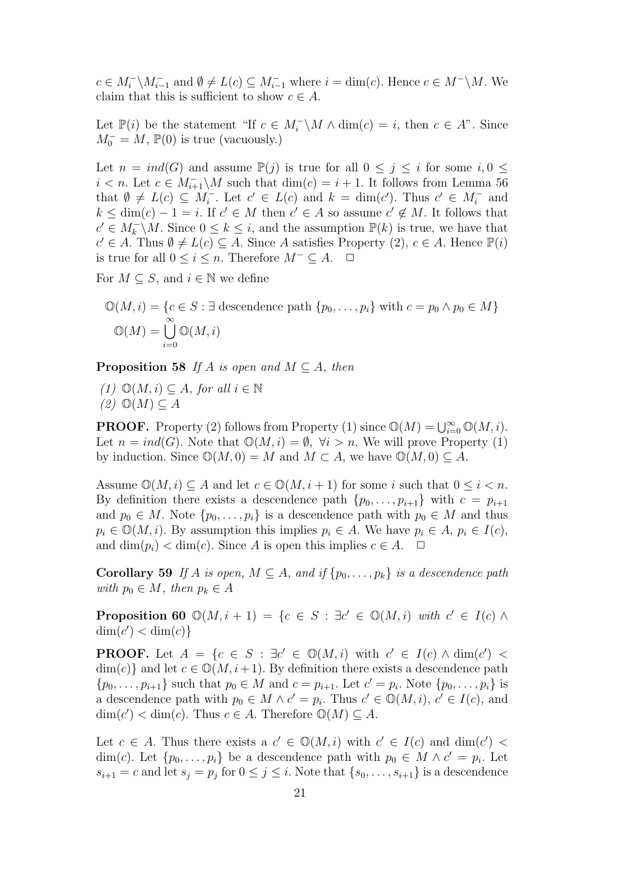$c \in M_i^- \backslash M_{i-1}^-$ and $\emptyset \neq L(c) \subseteq M_{i-1}^-$ where $i = \dim(c)$. Hence $c \in M^- \backslash M$. We claim that this is sufficient to show $c \in A$.

Let $\mathbb{P}(i)$ be the statement "If $c \in M_i^- \backslash M \wedge \dim(c) = i$, then $c \in A$". Since $M_0^- = M$, $\mathbb{P}(0)$ is true (vacuously.)

Let $n = ind(G)$ and assume $\mathbb{P}(j)$ is true for all $0 \leq j \leq i$ for some $i, 0 \leq i < n$. Let $c \in M_{i+1}^- \backslash M$ such that $\dim(c) = i+1$. It follows from Lemma 56 that $\emptyset \neq L(c) \subseteq M_i^-$. Let $c' \in L(c)$ and $k = \dim(c')$. Thus $c' \in M_i^-$ and $k \leq \dim(c) - 1 = i$. If $c' \in M$ then $c' \in A$ so assume $c' \notin M$. It follows that $c' \in M_k^- \backslash M$. Since $0 \leq k \leq i$, and the assumption $\mathbb{P}(k)$ is true, we have that $c' \in A$. Thus $\emptyset \neq L(c) \subseteq A$. Since $A$ satisfies Property (2), $c \in A$. Hence $\mathbb{P}(i)$ is true for all $0 \leq i \leq n$. Therefore $M^- \subseteq A$. $\square$

For $M \subseteq S$, and $i \in \mathbb{N}$ we define

$$\mathbb{O}(M, i) = \{c \in S : \exists \text{ descendence path } \{p_0, \ldots, p_i\} \text{ with } c = p_0 \wedge p_0 \in M\}$$
$$\mathbb{O}(M) = \bigcup_{i=0}^{\infty} \mathbb{O}(M, i)$$

**Proposition 58** *If $A$ is open and $M \subseteq A$, then*

*(1) $\mathbb{O}(M, i) \subseteq A$, for all $i \in \mathbb{N}$*
*(2) $\mathbb{O}(M) \subseteq A$*

**PROOF.** Property (2) follows from Property (1) since $\mathbb{O}(M) = \bigcup_{i=0}^{\infty} \mathbb{O}(M, i)$. Let $n = ind(G)$. Note that $\mathbb{O}(M, i) = \emptyset$, $\forall i > n$. We will prove Property (1) by induction. Since $\mathbb{O}(M, 0) = M$ and $M \subset A$, we have $\mathbb{O}(M, 0) \subseteq A$.

Assume $\mathbb{O}(M, i) \subseteq A$ and let $c \in \mathbb{O}(M, i+1)$ for some $i$ such that $0 \leq i < n$. By definition there exists a descendence path $\{p_0, \ldots, p_{i+1}\}$ with $c = p_{i+1}$ and $p_0 \in M$. Note $\{p_0, \ldots, p_i\}$ is a descendence path with $p_0 \in M$ and thus $p_i \in \mathbb{O}(M, i)$. By assumption this implies $p_i \in A$. We have $p_i \in A$, $p_i \in I(c)$, and $\dim(p_i) < \dim(c)$. Since $A$ is open this implies $c \in A$. $\square$

**Corollary 59** *If $A$ is open, $M \subseteq A$, and if $\{p_0, \ldots, p_k\}$ is a descendence path with $p_0 \in M$, then $p_k \in A$*

**Proposition 60** *$\mathbb{O}(M, i+1) = \{c \in S : \exists c' \in \mathbb{O}(M, i)$ with $c' \in I(c) \wedge \dim(c') < \dim(c)\}$*

**PROOF.** Let $A = \{c \in S : \exists c' \in \mathbb{O}(M, i)$ with $c' \in I(c) \wedge \dim(c') < \dim(c)\}$ and let $c \in \mathbb{O}(M, i+1)$. By definition there exists a descendence path $\{p_0, \ldots, p_{i+1}\}$ such that $p_0 \in M$ and $c = p_{i+1}$. Let $c' = p_i$. Note $\{p_0, \ldots, p_i\}$ is a descendence path with $p_0 \in M \wedge c' = p_i$. Thus $c' \in \mathbb{O}(M, i)$, $c' \in I(c)$, and $\dim(c') < \dim(c)$. Thus $c \in A$. Therefore $\mathbb{O}(M) \subseteq A$.

Let $c \in A$. Thus there exists a $c' \in \mathbb{O}(M, i)$ with $c' \in I(c)$ and $\dim(c') < \dim(c)$. Let $\{p_0, \ldots, p_i\}$ be a descendence path with $p_0 \in M \wedge c' = p_i$. Let $s_{i+1} = c$ and let $s_j = p_j$ for $0 \leq j \leq i$. Note that $\{s_0, \ldots, s_{i+1}\}$ is a descendence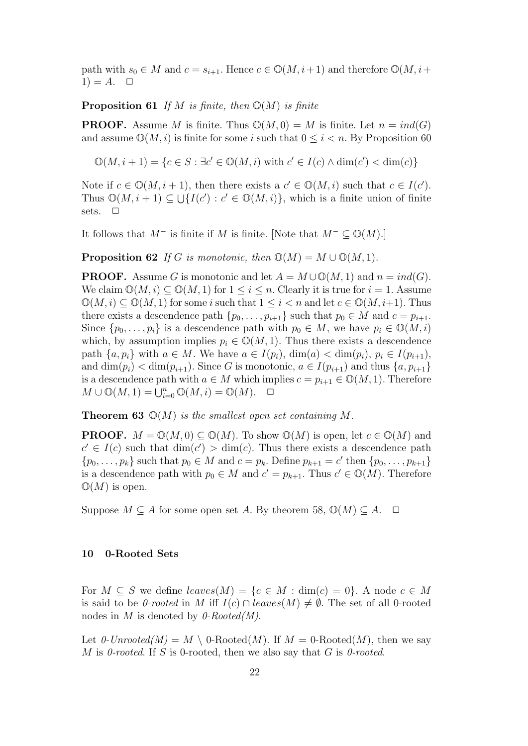path with $s_0 \in M$ and $c = s_{i+1}$. Hence $c \in \mathbb{O}(M, i+1)$ and therefore $\mathbb{O}(M, i+1) = A$. $\square$

**Proposition 61** *If $M$ is finite, then $\mathbb{O}(M)$ is finite*

**PROOF.** Assume $M$ is finite. Thus $\mathbb{O}(M, 0) = M$ is finite. Let $n = ind(G)$ and assume $\mathbb{O}(M, i)$ is finite for some $i$ such that $0 \leq i < n$. By Proposition 60

$$\mathbb{O}(M, i+1) = \{c \in S : \exists c' \in \mathbb{O}(M, i) \text{ with } c' \in I(c) \wedge \dim(c') < \dim(c)\}$$

Note if $c \in \mathbb{O}(M, i+1)$, then there exists a $c' \in \mathbb{O}(M, i)$ such that $c \in I(c')$. Thus $\mathbb{O}(M, i+1) \subseteq \bigcup\{I(c') : c' \in \mathbb{O}(M, i)\}$, which is a finite union of finite sets. $\square$

It follows that $M^-$ is finite if $M$ is finite. [Note that $M^- \subseteq \mathbb{O}(M)$.]

**Proposition 62** *If $G$ is monotonic, then $\mathbb{O}(M) = M \cup \mathbb{O}(M, 1)$.*

**PROOF.** Assume $G$ is monotonic and let $A = M \cup \mathbb{O}(M, 1)$ and $n = ind(G)$. We claim $\mathbb{O}(M, i) \subseteq \mathbb{O}(M, 1)$ for $1 \leq i \leq n$. Clearly it is true for $i = 1$. Assume $\mathbb{O}(M, i) \subseteq \mathbb{O}(M, 1)$ for some $i$ such that $1 \leq i < n$ and let $c \in \mathbb{O}(M, i+1)$. Thus there exists a descendence path $\{p_0, \ldots, p_{i+1}\}$ such that $p_0 \in M$ and $c = p_{i+1}$. Since $\{p_0, \ldots, p_i\}$ is a descendence path with $p_0 \in M$, we have $p_i \in \mathbb{O}(M, i)$ which, by assumption implies $p_i \in \mathbb{O}(M, 1)$. Thus there exists a descendence path $\{a, p_i\}$ with $a \in M$. We have $a \in I(p_i)$, $\dim(a) < \dim(p_i)$, $p_i \in I(p_{i+1})$, and $\dim(p_i) < \dim(p_{i+1})$. Since $G$ is monotonic, $a \in I(p_{i+1})$ and thus $\{a, p_{i+1}\}$ is a descendence path with $a \in M$ which implies $c = p_{i+1} \in \mathbb{O}(M, 1)$. Therefore $M \cup \mathbb{O}(M, 1) = \bigcup_{i=0}^{n} \mathbb{O}(M, i) = \mathbb{O}(M)$. $\square$

**Theorem 63** *$\mathbb{O}(M)$ is the smallest open set containing $M$.*

**PROOF.** $M = \mathbb{O}(M, 0) \subseteq \mathbb{O}(M)$. To show $\mathbb{O}(M)$ is open, let $c \in \mathbb{O}(M)$ and $c' \in I(c)$ such that $\dim(c') > \dim(c)$. Thus there exists a descendence path $\{p_0, \ldots, p_k\}$ such that $p_0 \in M$ and $c = p_k$. Define $p_{k+1} = c'$ then $\{p_0, \ldots, p_{k+1}\}$ is a descendence path with $p_0 \in M$ and $c' = p_{k+1}$. Thus $c' \in \mathbb{O}(M)$. Therefore $\mathbb{O}(M)$ is open.

Suppose $M \subseteq A$ for some open set $A$. By theorem 58, $\mathbb{O}(M) \subseteq A$. $\square$

## 10 0-Rooted Sets

For $M \subseteq S$ we define $leaves(M) = \{c \in M : \dim(c) = 0\}$. A node $c \in M$ is said to be *0-rooted* in $M$ iff $I(c) \cap leaves(M) \neq \emptyset$. The set of all 0-rooted nodes in $M$ is denoted by *0-Rooted(M)*.

Let *0-Unrooted(M)* $= M \setminus$ 0-Rooted$(M)$. If $M =$ 0-Rooted$(M)$, then we say $M$ is *0-rooted*. If $S$ is 0-rooted, then we also say that $G$ is *0-rooted*.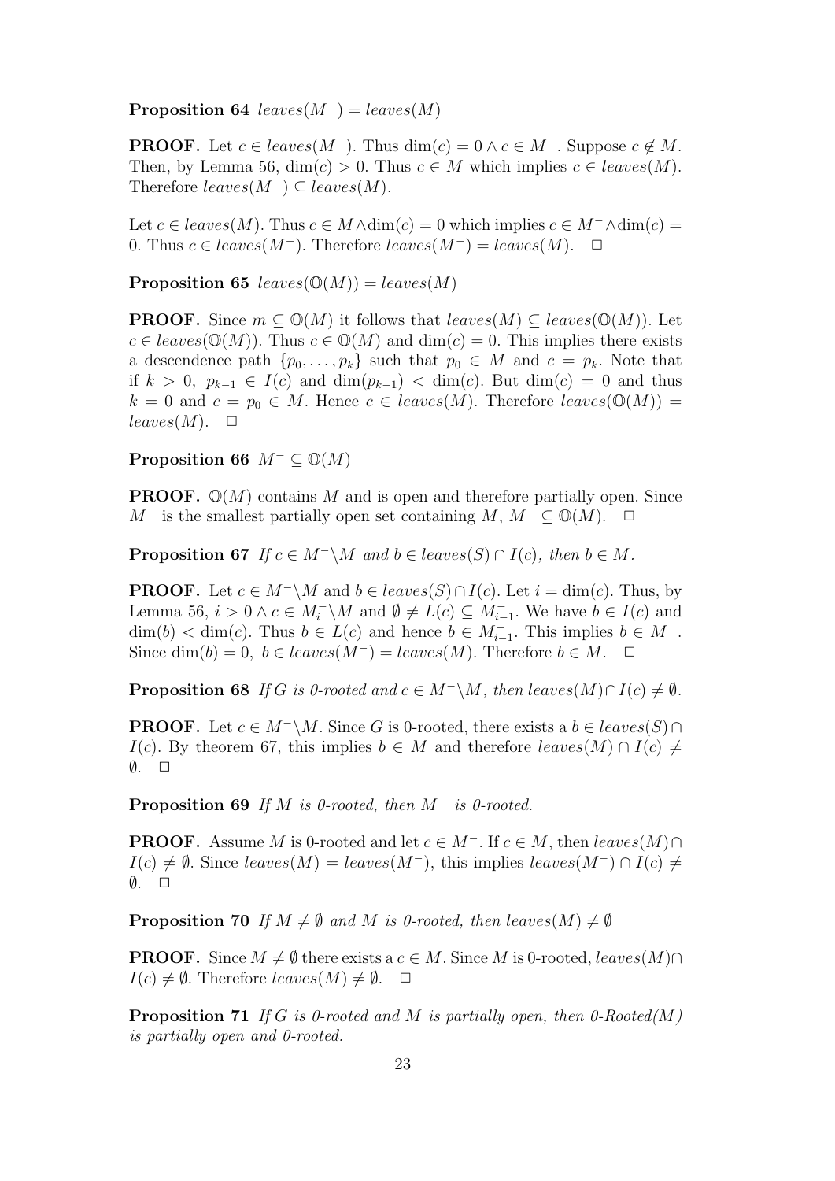**Proposition 64** *$leaves(M^-) = leaves(M)$*

**PROOF.** Let $c \in leaves(M^-)$. Thus $\dim(c) = 0 \wedge c \in M^-$. Suppose $c \notin M$. Then, by Lemma 56, $\dim(c) > 0$. Thus $c \in M$ which implies $c \in leaves(M)$. Therefore $leaves(M^-) \subseteq leaves(M)$.

Let $c \in leaves(M)$. Thus $c \in M \wedge \dim(c) = 0$ which implies $c \in M^- \wedge \dim(c) = 0$. Thus $c \in leaves(M^-)$. Therefore $leaves(M^-) = leaves(M)$. $\square$

**Proposition 65** *$leaves(\mathbb{O}(M)) = leaves(M)$*

**PROOF.** Since $m \subseteq \mathbb{O}(M)$ it follows that $leaves(M) \subseteq leaves(\mathbb{O}(M))$. Let $c \in leaves(\mathbb{O}(M))$. Thus $c \in \mathbb{O}(M)$ and $\dim(c) = 0$. This implies there exists a descendence path $\{p_0, \ldots, p_k\}$ such that $p_0 \in M$ and $c = p_k$. Note that if $k > 0$, $p_{k-1} \in I(c)$ and $\dim(p_{k-1}) < \dim(c)$. But $\dim(c) = 0$ and thus $k = 0$ and $c = p_0 \in M$. Hence $c \in leaves(M)$. Therefore $leaves(\mathbb{O}(M)) = leaves(M)$. $\square$

**Proposition 66** *$M^- \subseteq \mathbb{O}(M)$*

**PROOF.** $\mathbb{O}(M)$ contains $M$ and is open and therefore partially open. Since $M^-$ is the smallest partially open set containing $M$, $M^- \subseteq \mathbb{O}(M)$. $\square$

**Proposition 67** *If $c \in M^- \backslash M$ and $b \in leaves(S) \cap I(c)$, then $b \in M$.*

**PROOF.** Let $c \in M^- \backslash M$ and $b \in leaves(S) \cap I(c)$. Let $i = \dim(c)$. Thus, by Lemma 56, $i > 0 \wedge c \in M_i^- \backslash M$ and $\emptyset \neq L(c) \subseteq M_{i-1}^-$. We have $b \in I(c)$ and $\dim(b) < \dim(c)$. Thus $b \in L(c)$ and hence $b \in M_{i-1}^-$. This implies $b \in M^-$. Since $\dim(b) = 0$, $b \in leaves(M^-) = leaves(M)$. Therefore $b \in M$. $\square$

**Proposition 68** *If $G$ is 0-rooted and $c \in M^- \backslash M$, then $leaves(M) \cap I(c) \neq \emptyset$.*

**PROOF.** Let $c \in M^- \backslash M$. Since $G$ is 0-rooted, there exists a $b \in leaves(S) \cap I(c)$. By theorem 67, this implies $b \in M$ and therefore $leaves(M) \cap I(c) \neq \emptyset$. $\square$

**Proposition 69** *If $M$ is 0-rooted, then $M^-$ is 0-rooted.*

**PROOF.** Assume $M$ is 0-rooted and let $c \in M^-$. If $c \in M$, then $leaves(M) \cap I(c) \neq \emptyset$. Since $leaves(M) = leaves(M^-)$, this implies $leaves(M^-) \cap I(c) \neq \emptyset$. $\square$

**Proposition 70** *If $M \neq \emptyset$ and $M$ is 0-rooted, then $leaves(M) \neq \emptyset$*

**PROOF.** Since $M \neq \emptyset$ there exists a $c \in M$. Since $M$ is 0-rooted, $leaves(M) \cap I(c) \neq \emptyset$. Therefore $leaves(M) \neq \emptyset$. $\square$

**Proposition 71** *If $G$ is 0-rooted and $M$ is partially open, then 0-Rooted($M$) is partially open and 0-rooted.*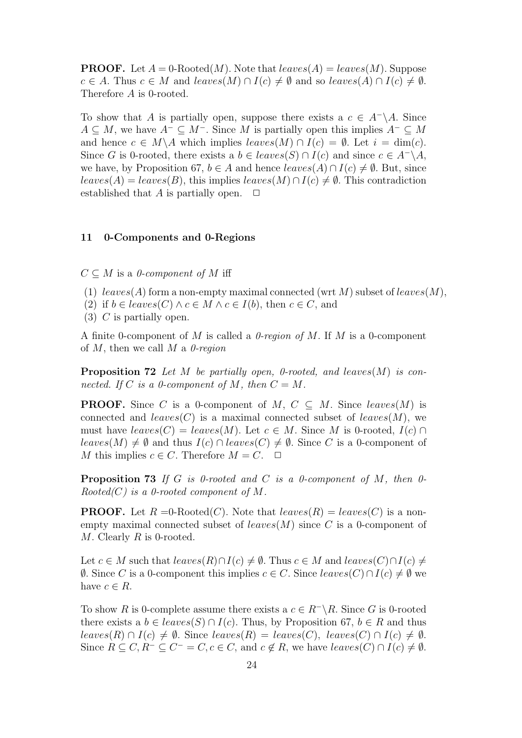**PROOF.** Let $A = 0\text{-Rooted}(M)$. Note that $leaves(A) = leaves(M)$. Suppose $c \in A$. Thus $c \in M$ and $leaves(M) \cap I(c) \neq \emptyset$ and so $leaves(A) \cap I(c) \neq \emptyset$. Therefore $A$ is 0-rooted.

To show that $A$ is partially open, suppose there exists a $c \in A^{-}\backslash A$. Since $A \subseteq M$, we have $A^{-} \subseteq M^{-}$. Since $M$ is partially open this implies $A^{-} \subseteq M$ and hence $c \in M \backslash A$ which implies $leaves(M) \cap I(c) = \emptyset$. Let $i = \dim(c)$. Since $G$ is 0-rooted, there exists a $b \in leaves(S) \cap I(c)$ and since $c \in A^{-}\backslash A$, we have, by Proposition 67, $b \in A$ and hence $leaves(A) \cap I(c) \neq \emptyset$. But, since $leaves(A) = leaves(B)$, this implies $leaves(M) \cap I(c) \neq \emptyset$. This contradiction established that $A$ is partially open. $\quad\Box$

## 11 0-Components and 0-Regions

$C \subseteq M$ is a *0-component of $M$* iff

(1) $leaves(A)$ form a non-empty maximal connected (wrt $M$) subset of $leaves(M)$,
(2) if $b \in leaves(C) \wedge c \in M \wedge c \in I(b)$, then $c \in C$, and
(3) $C$ is partially open.

A finite 0-component of $M$ is called a *0-region of $M$*. If $M$ is a 0-component of $M$, then we call $M$ a *0-region*

**Proposition 72** *Let $M$ be partially open, 0-rooted, and $leaves(M)$ is connected. If $C$ is a 0-component of $M$, then $C = M$.*

**PROOF.** Since $C$ is a 0-component of $M$, $C \subseteq M$. Since $leaves(M)$ is connected and $leaves(C)$ is a maximal connected subset of $leaves(M)$, we must have $leaves(C) = leaves(M)$. Let $c \in M$. Since $M$ is 0-rooted, $I(c) \cap leaves(M) \neq \emptyset$ and thus $I(c) \cap leaves(C) \neq \emptyset$. Since $C$ is a 0-component of $M$ this implies $c \in C$. Therefore $M = C$. $\quad\Box$

**Proposition 73** *If $G$ is 0-rooted and $C$ is a 0-component of $M$, then 0-Rooted$(C)$ is a 0-rooted component of $M$.*

**PROOF.** Let $R = 0\text{-Rooted}(C)$. Note that $leaves(R) = leaves(C)$ is a non-empty maximal connected subset of $leaves(M)$ since $C$ is a 0-component of $M$. Clearly $R$ is 0-rooted.

Let $c \in M$ such that $leaves(R) \cap I(c) \neq \emptyset$. Thus $c \in M$ and $leaves(C) \cap I(c) \neq \emptyset$. Since $C$ is a 0-component this implies $c \in C$. Since $leaves(C) \cap I(c) \neq \emptyset$ we have $c \in R$.

To show $R$ is 0-complete assume there exists a $c \in R^{-}\backslash R$. Since $G$ is 0-rooted there exists a $b \in leaves(S) \cap I(c)$. Thus, by Proposition 67, $b \in R$ and thus $leaves(R) \cap I(c) \neq \emptyset$. Since $leaves(R) = leaves(C)$, $leaves(C) \cap I(c) \neq \emptyset$. Since $R \subseteq C, R^{-} \subseteq C^{-} = C, c \in C$, and $c \notin R$, we have $leaves(C) \cap I(c) \neq \emptyset$.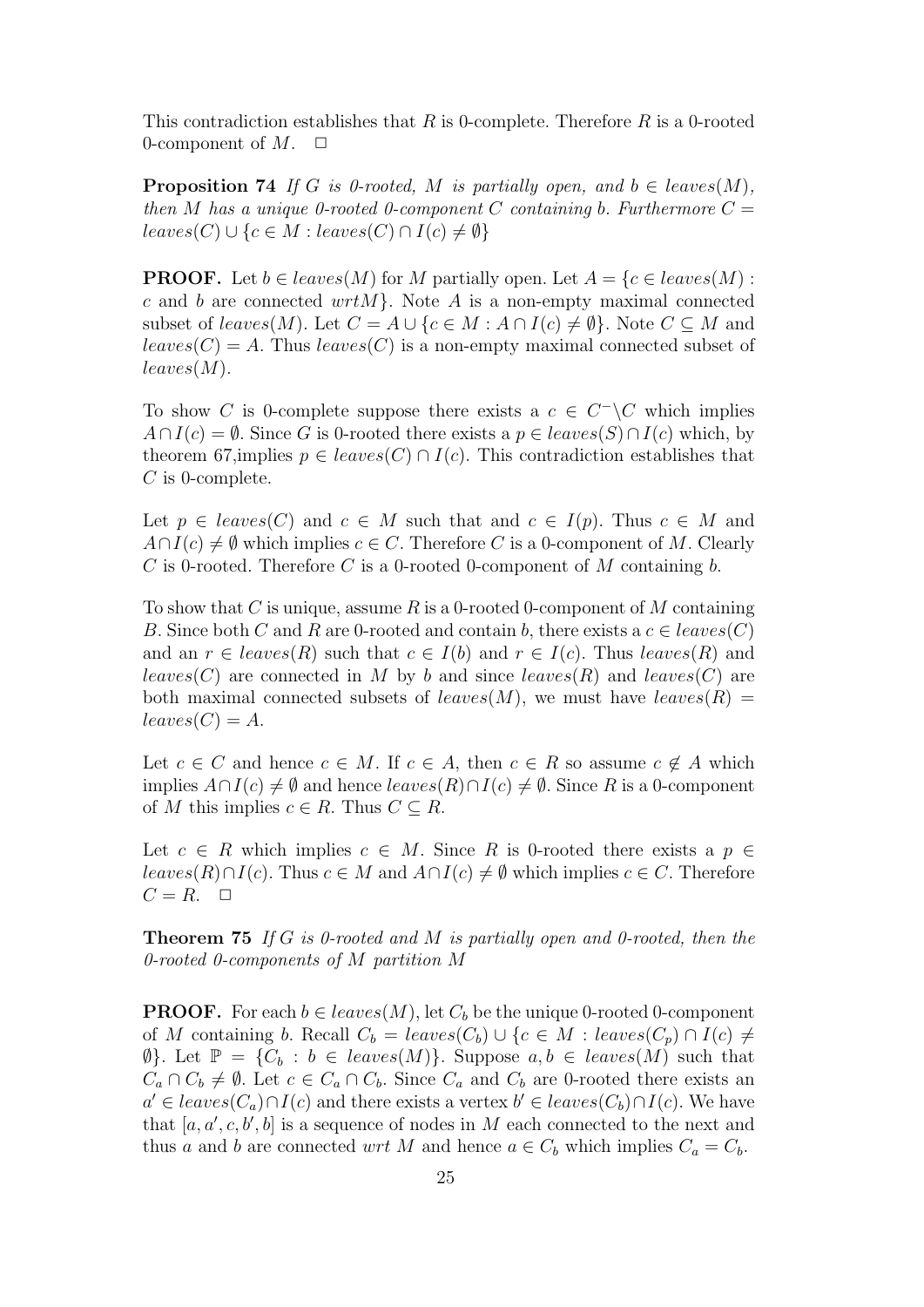This contradiction establishes that $R$ is 0-complete. Therefore $R$ is a 0-rooted 0-component of $M$. $\Box$

**Proposition 74** *If $G$ is 0-rooted, $M$ is partially open, and $b \in leaves(M)$, then $M$ has a unique 0-rooted 0-component $C$ containing $b$. Furthermore $C = leaves(C) \cup \{c \in M : leaves(C) \cap I(c) \neq \emptyset\}$*

**PROOF.** Let $b \in leaves(M)$ for $M$ partially open. Let $A = \{c \in leaves(M) : c \text{ and } b \text{ are connected } wrt M\}$. Note $A$ is a non-empty maximal connected subset of $leaves(M)$. Let $C = A \cup \{c \in M : A \cap I(c) \neq \emptyset\}$. Note $C \subseteq M$ and $leaves(C) = A$. Thus $leaves(C)$ is a non-empty maximal connected subset of $leaves(M)$.

To show $C$ is 0-complete suppose there exists a $c \in C^{-} \backslash C$ which implies $A \cap I(c) = \emptyset$. Since $G$ is 0-rooted there exists a $p \in leaves(S) \cap I(c)$ which, by theorem 67,implies $p \in leaves(C) \cap I(c)$. This contradiction establishes that $C$ is 0-complete.

Let $p \in leaves(C)$ and $c \in M$ such that and $c \in I(p)$. Thus $c \in M$ and $A \cap I(c) \neq \emptyset$ which implies $c \in C$. Therefore $C$ is a 0-component of $M$. Clearly $C$ is 0-rooted. Therefore $C$ is a 0-rooted 0-component of $M$ containing $b$.

To show that $C$ is unique, assume $R$ is a 0-rooted 0-component of $M$ containing $B$. Since both $C$ and $R$ are 0-rooted and contain $b$, there exists a $c \in leaves(C)$ and an $r \in leaves(R)$ such that $c \in I(b)$ and $r \in I(c)$. Thus $leaves(R)$ and $leaves(C)$ are connected in $M$ by $b$ and since $leaves(R)$ and $leaves(C)$ are both maximal connected subsets of $leaves(M)$, we must have $leaves(R) = leaves(C) = A$.

Let $c \in C$ and hence $c \in M$. If $c \in A$, then $c \in R$ so assume $c \notin A$ which implies $A \cap I(c) \neq \emptyset$ and hence $leaves(R) \cap I(c) \neq \emptyset$. Since $R$ is a 0-component of $M$ this implies $c \in R$. Thus $C \subseteq R$.

Let $c \in R$ which implies $c \in M$. Since $R$ is 0-rooted there exists a $p \in leaves(R) \cap I(c)$. Thus $c \in M$ and $A \cap I(c) \neq \emptyset$ which implies $c \in C$. Therefore $C = R$. $\Box$

**Theorem 75** *If $G$ is 0-rooted and $M$ is partially open and 0-rooted, then the 0-rooted 0-components of $M$ partition $M$*

**PROOF.** For each $b \in leaves(M)$, let $C_b$ be the unique 0-rooted 0-component of $M$ containing $b$. Recall $C_b = leaves(C_b) \cup \{c \in M : leaves(C_p) \cap I(c) \neq \emptyset\}$. Let $\mathbb{P} = \{C_b : b \in leaves(M)\}$. Suppose $a, b \in leaves(M)$ such that $C_a \cap C_b \neq \emptyset$. Let $c \in C_a \cap C_b$. Since $C_a$ and $C_b$ are 0-rooted there exists an $a' \in leaves(C_a) \cap I(c)$ and there exists a vertex $b' \in leaves(C_b) \cap I(c)$. We have that $[a, a', c, b', b]$ is a sequence of nodes in $M$ each connected to the next and thus $a$ and $b$ are connected *wrt* $M$ and hence $a \in C_b$ which implies $C_a = C_b$.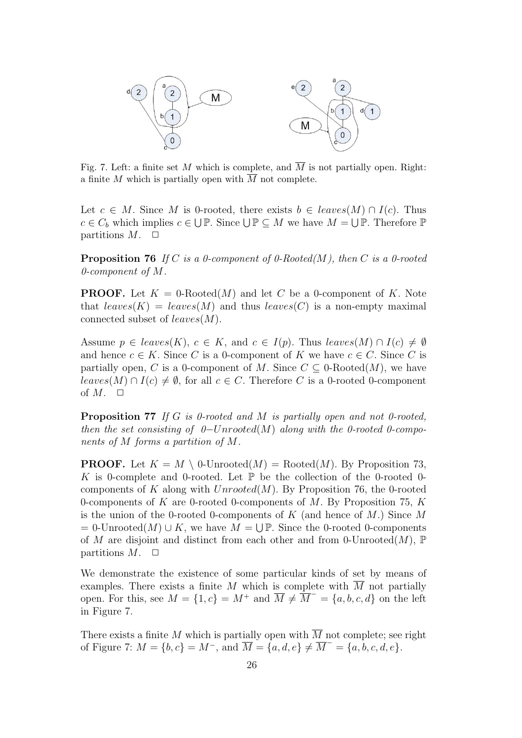Fig. 7. Left: a finite set $M$ which is complete, and $\overline{M}$ is not partially open. Right: a finite $M$ which is partially open with $\overline{M}$ not complete.

Let $c \in M$. Since $M$ is 0-rooted, there exists $b \in leaves(M) \cap I(c)$. Thus $c \in C_b$ which implies $c \in \bigcup \mathbb{P}$. Since $\bigcup \mathbb{P} \subseteq M$ we have $M = \bigcup \mathbb{P}$. Therefore $\mathbb{P}$ partitions $M$. $\square$

**Proposition 76** *If $C$ is a 0-component of 0-Rooted($M$), then $C$ is a 0-rooted 0-component of $M$.*

**PROOF.** Let $K$ = 0-Rooted($M$) and let $C$ be a 0-component of $K$. Note that $leaves(K) = leaves(M)$ and thus $leaves(C)$ is a non-empty maximal connected subset of $leaves(M)$.

Assume $p \in leaves(K)$, $c \in K$, and $c \in I(p)$. Thus $leaves(M) \cap I(c) \neq \emptyset$ and hence $c \in K$. Since $C$ is a 0-component of $K$ we have $c \in C$. Since $C$ is partially open, $C$ is a 0-component of $M$. Since $C \subseteq$ 0-Rooted($M$), we have $leaves(M) \cap I(c) \neq \emptyset$, for all $c \in C$. Therefore $C$ is a 0-rooted 0-component of $M$. $\square$

**Proposition 77** *If $G$ is 0-rooted and $M$ is partially open and not 0-rooted, then the set consisting of 0–$Unrooted(M)$ along with the 0-rooted 0-components of $M$ forms a partition of $M$.*

**PROOF.** Let $K = M \setminus$ 0-Unrooted($M$) = Rooted($M$). By Proposition 73, $K$ is 0-complete and 0-rooted. Let $\mathbb{P}$ be the collection of the 0-rooted 0-components of $K$ along with $Unrooted(M)$. By Proposition 76, the 0-rooted 0-components of $K$ are 0-rooted 0-components of $M$. By Proposition 75, $K$ is the union of the 0-rooted 0-components of $K$ (and hence of $M$.) Since $M$ = 0-Unrooted($M$) $\cup K$, we have $M = \bigcup \mathbb{P}$. Since the 0-rooted 0-components of $M$ are disjoint and distinct from each other and from 0-Unrooted($M$), $\mathbb{P}$ partitions $M$. $\square$

We demonstrate the existence of some particular kinds of set by means of examples. There exists a finite $M$ which is complete with $\overline{M}$ not partially open. For this, see $M = \{1, c\} = M^+$ and $\overline{M} \neq \overline{M}^- = \{a, b, c, d\}$ on the left in Figure 7.

There exists a finite $M$ which is partially open with $\overline{M}$ not complete; see right of Figure 7: $M = \{b, c\} = M^-$, and $\overline{M} = \{a, d, e\} \neq \overline{M}^- = \{a, b, c, d, e\}$.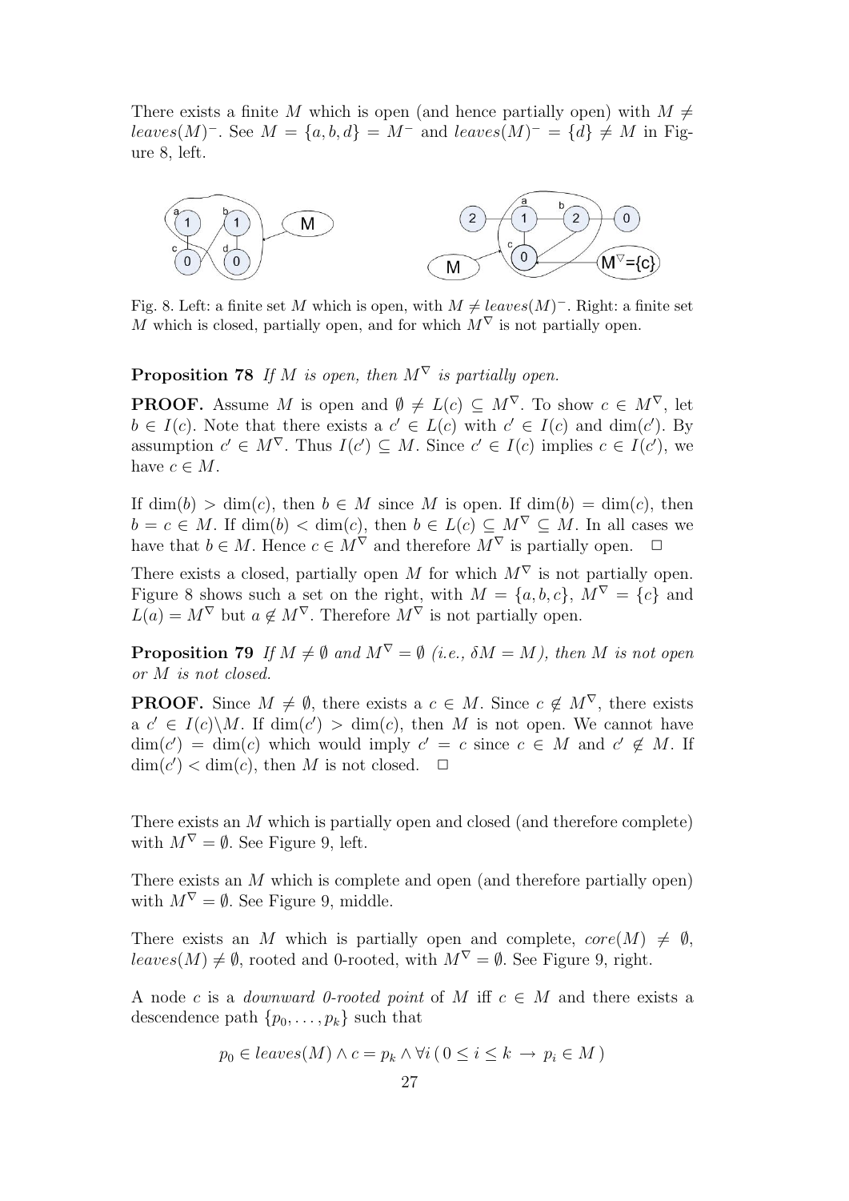There exists a finite $M$ which is open (and hence partially open) with $M \neq leaves(M)^-$. See $M = \{a, b, d\} = M^-$ and $leaves(M)^- = \{d\} \neq M$ in Figure 8, left.

Fig. 8. Left: a finite set $M$ which is open, with $M \neq leaves(M)^-$. Right: a finite set $M$ which is closed, partially open, and for which $M^\nabla$ is not partially open.

**Proposition 78** *If $M$ is open, then $M^\nabla$ is partially open.*

**PROOF.** Assume $M$ is open and $\emptyset \neq L(c) \subseteq M^\nabla$. To show $c \in M^\nabla$, let $b \in I(c)$. Note that there exists a $c' \in L(c)$ with $c' \in I(c)$ and $\dim(c')$. By assumption $c' \in M^\nabla$. Thus $I(c') \subseteq M$. Since $c' \in I(c)$ implies $c \in I(c')$, we have $c \in M$.

If $\dim(b) > \dim(c)$, then $b \in M$ since $M$ is open. If $\dim(b) = \dim(c)$, then $b = c \in M$. If $\dim(b) < \dim(c)$, then $b \in L(c) \subseteq M^\nabla \subseteq M$. In all cases we have that $b \in M$. Hence $c \in M^\nabla$ and therefore $M^\nabla$ is partially open. $\square$

There exists a closed, partially open $M$ for which $M^\nabla$ is not partially open. Figure 8 shows such a set on the right, with $M = \{a, b, c\}$, $M^\nabla = \{c\}$ and $L(a) = M^\nabla$ but $a \notin M^\nabla$. Therefore $M^\nabla$ is not partially open.

**Proposition 79** *If $M \neq \emptyset$ and $M^\nabla = \emptyset$ (i.e., $\delta M = M$), then $M$ is not open or $M$ is not closed.*

**PROOF.** Since $M \neq \emptyset$, there exists a $c \in M$. Since $c \notin M^\nabla$, there exists a $c' \in I(c) \backslash M$. If $\dim(c') > \dim(c)$, then $M$ is not open. We cannot have $\dim(c') = \dim(c)$ which would imply $c' = c$ since $c \in M$ and $c' \notin M$. If $\dim(c') < \dim(c)$, then $M$ is not closed. $\square$

There exists an $M$ which is partially open and closed (and therefore complete) with $M^\nabla = \emptyset$. See Figure 9, left.

There exists an $M$ which is complete and open (and therefore partially open) with $M^\nabla = \emptyset$. See Figure 9, middle.

There exists an $M$ which is partially open and complete, $core(M) \neq \emptyset$, $leaves(M) \neq \emptyset$, rooted and 0-rooted, with $M^\nabla = \emptyset$. See Figure 9, right.

A node $c$ is a *downward 0-rooted point* of $M$ iff $c \in M$ and there exists a descendence path $\{p_0, \ldots, p_k\}$ such that

$$p_0 \in leaves(M) \land c = p_k \land \forall i \,(\, 0 \leq i \leq k \,\rightarrow\, p_i \in M\,)$$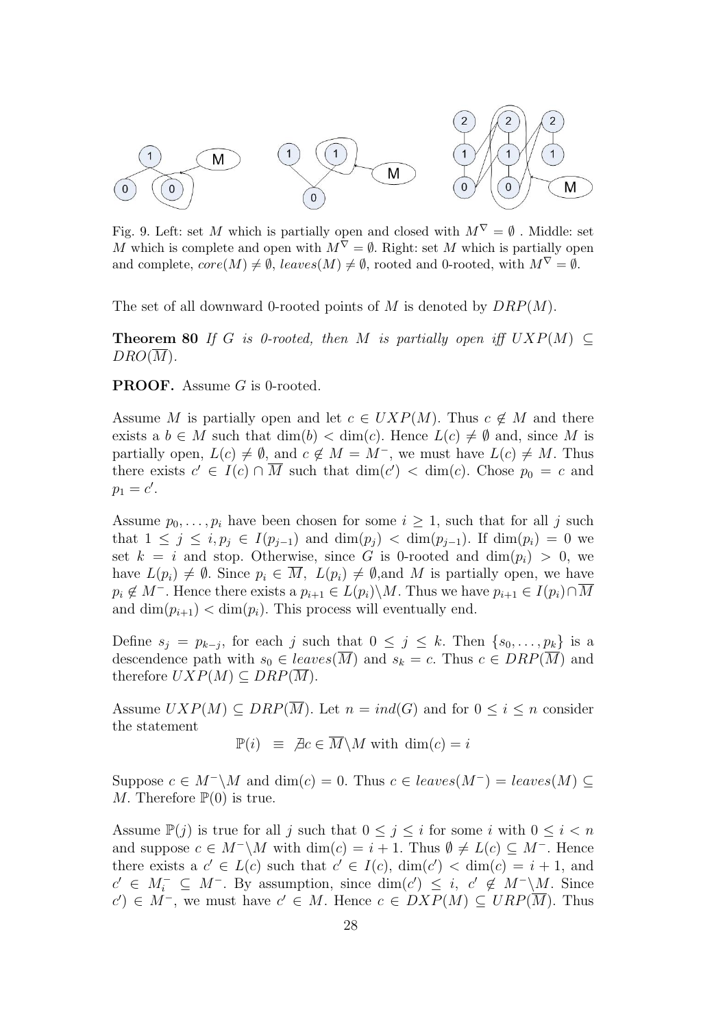Fig. 9. Left: set $M$ which is partially open and closed with $M^\nabla = \emptyset$ . Middle: set $M$ which is complete and open with $M^\nabla = \emptyset$. Right: set $M$ which is partially open and complete, $core(M) \neq \emptyset$, $leaves(M) \neq \emptyset$, rooted and 0-rooted, with $M^\nabla = \emptyset$.

The set of all downward 0-rooted points of $M$ is denoted by $DRP(M)$.

**Theorem 80** *If $G$ is 0-rooted, then $M$ is partially open iff $UXP(M) \subseteq DRO(\overline{M})$.*

**PROOF.** Assume $G$ is 0-rooted.

Assume $M$ is partially open and let $c \in UXP(M)$. Thus $c \notin M$ and there exists a $b \in M$ such that $\dim(b) < \dim(c)$. Hence $L(c) \neq \emptyset$ and, since $M$ is partially open, $L(c) \neq \emptyset$, and $c \notin M = M^-$, we must have $L(c) \neq M$. Thus there exists $c' \in I(c) \cap \overline{M}$ such that $\dim(c') < \dim(c)$. Chose $p_0 = c$ and $p_1 = c'$.

Assume $p_0, \ldots, p_i$ have been chosen for some $i \geq 1$, such that for all $j$ such that $1 \leq j \leq i, p_j \in I(p_{j-1})$ and $\dim(p_j) < \dim(p_{j-1})$. If $\dim(p_i) = 0$ we set $k = i$ and stop. Otherwise, since $G$ is 0-rooted and $\dim(p_i) > 0$, we have $L(p_i) \neq \emptyset$. Since $p_i \in \overline{M}$, $L(p_i) \neq \emptyset$,and $M$ is partially open, we have $p_i \notin M^-$. Hence there exists a $p_{i+1} \in L(p_i) \backslash M$. Thus we have $p_{i+1} \in I(p_i) \cap \overline{M}$ and $\dim(p_{i+1}) < \dim(p_i)$. This process will eventually end.

Define $s_j = p_{k-j}$, for each $j$ such that $0 \leq j \leq k$. Then $\{s_0, \ldots, p_k\}$ is a descendence path with $s_0 \in leaves(\overline{M})$ and $s_k = c$. Thus $c \in DRP(\overline{M})$ and therefore $UXP(M) \subseteq DRP(\overline{M})$.

Assume $UXP(M) \subseteq DRP(\overline{M})$. Let $n = ind(G)$ and for $0 \leq i \leq n$ consider the statement

$$\mathbb{P}(i) \equiv \nexists c \in \overline{M} \backslash M \text{ with } \dim(c) = i$$

Suppose $c \in M^- \backslash M$ and $\dim(c) = 0$. Thus $c \in leaves(M^-) = leaves(M) \subseteq M$. Therefore $\mathbb{P}(0)$ is true.

Assume $\mathbb{P}(j)$ is true for all $j$ such that $0 \leq j \leq i$ for some $i$ with $0 \leq i < n$ and suppose $c \in M^- \backslash M$ with $\dim(c) = i + 1$. Thus $\emptyset \neq L(c) \subseteq M^-$. Hence there exists a $c' \in L(c)$ such that $c' \in I(c)$, $\dim(c') < \dim(c) = i + 1$, and $c' \in M_i^- \subseteq M^-$. By assumption, since $\dim(c') \leq i$, $c' \notin M^- \backslash M$. Since $c') \in M^-$, we must have $c' \in M$. Hence $c \in DXP(M) \subseteq URP(\overline{M})$. Thus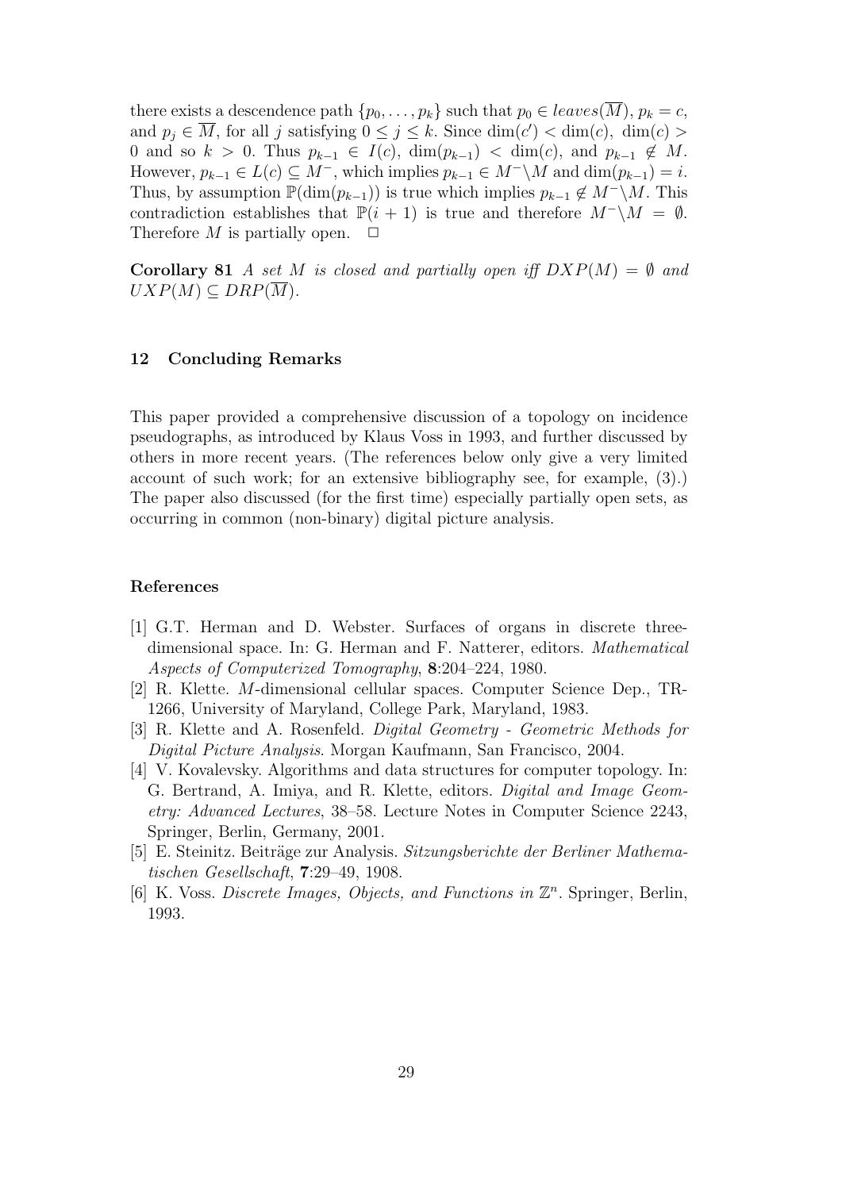there exists a descendence path $\{p_0, \ldots, p_k\}$ such that $p_0 \in leaves(\overline{M})$, $p_k = c$, and $p_j \in \overline{M}$, for all $j$ satisfying $0 \leq j \leq k$. Since $\dim(c') < \dim(c)$, $\dim(c) > 0$ and so $k > 0$. Thus $p_{k-1} \in I(c)$, $\dim(p_{k-1}) < \dim(c)$, and $p_{k-1} \notin M$. However, $p_{k-1} \in L(c) \subseteq M^-$, which implies $p_{k-1} \in M^- \backslash M$ and $\dim(p_{k-1}) = i$. Thus, by assumption $\mathbb{P}(\dim(p_{k-1}))$ is true which implies $p_{k-1} \notin M^- \backslash M$. This contradiction establishes that $\mathbb{P}(i+1)$ is true and therefore $M^- \backslash M = \emptyset$. Therefore $M$ is partially open. □

**Corollary 81** *A set $M$ is closed and partially open iff $DXP(M) = \emptyset$ and $UXP(M) \subseteq DRP(\overline{M})$.*

## 12 Concluding Remarks

This paper provided a comprehensive discussion of a topology on incidence pseudographs, as introduced by Klaus Voss in 1993, and further discussed by others in more recent years. (The references below only give a very limited account of such work; for an extensive bibliography see, for example, (3).) The paper also discussed (for the first time) especially partially open sets, as occurring in common (non-binary) digital picture analysis.

## References

[1] G.T. Herman and D. Webster. Surfaces of organs in discrete three-dimensional space. In: G. Herman and F. Natterer, editors. *Mathematical Aspects of Computerized Tomography*, **8**:204–224, 1980.

[2] R. Klette. *M*-dimensional cellular spaces. Computer Science Dep., TR-1266, University of Maryland, College Park, Maryland, 1983.

[3] R. Klette and A. Rosenfeld. *Digital Geometry - Geometric Methods for Digital Picture Analysis*. Morgan Kaufmann, San Francisco, 2004.

[4] V. Kovalevsky. Algorithms and data structures for computer topology. In: G. Bertrand, A. Imiya, and R. Klette, editors. *Digital and Image Geometry: Advanced Lectures*, 38–58. Lecture Notes in Computer Science 2243, Springer, Berlin, Germany, 2001.

[5] E. Steinitz. Beiträge zur Analysis. *Sitzungsberichte der Berliner Mathematischen Gesellschaft*, **7**:29–49, 1908.

[6] K. Voss. *Discrete Images, Objects, and Functions in $\mathbb{Z}^n$*. Springer, Berlin, 1993.